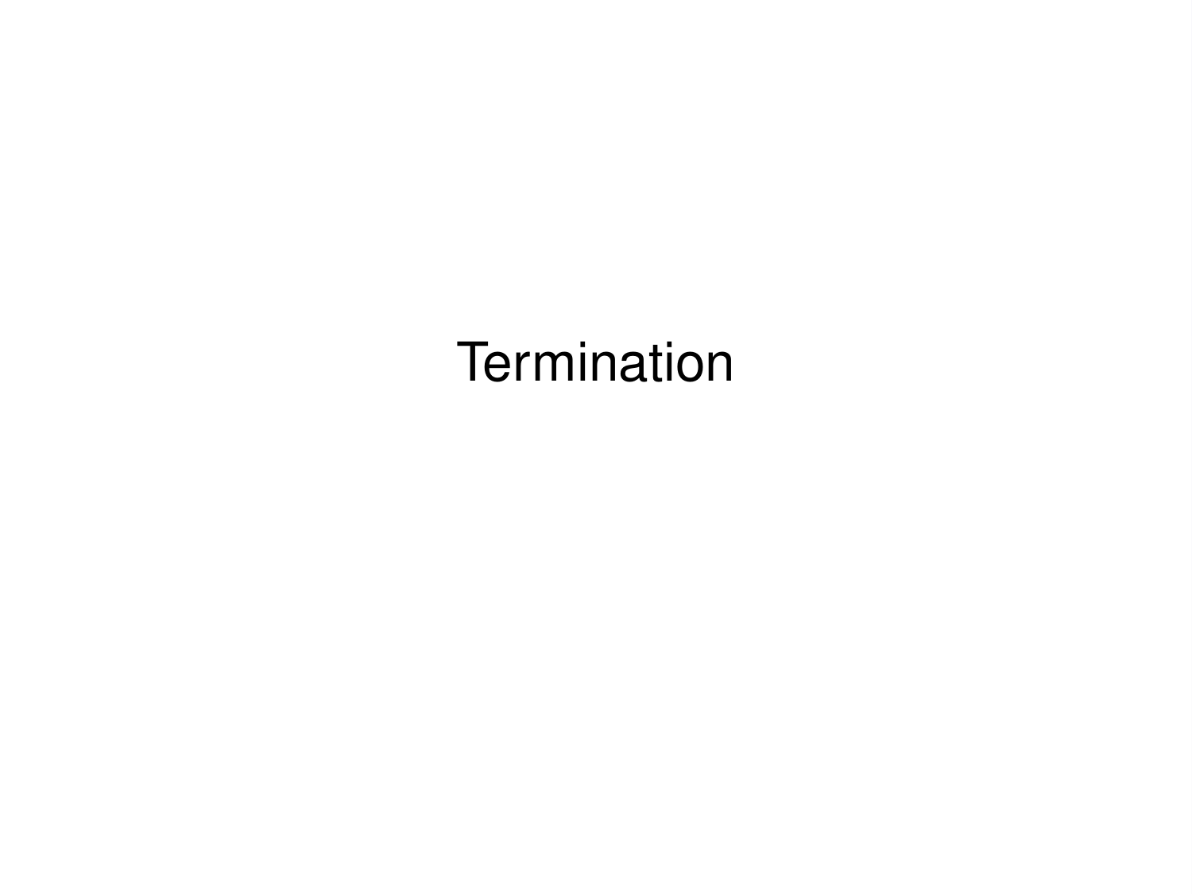# Termination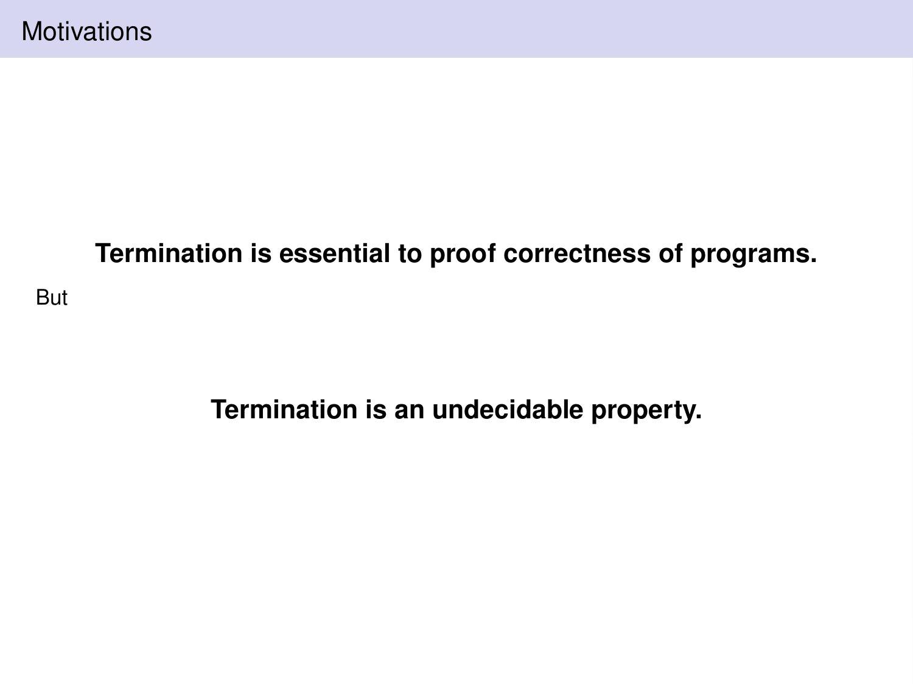# Motivations

**Termination is essential to proof correctness of programs.**

But

**Termination is an undecidable property.**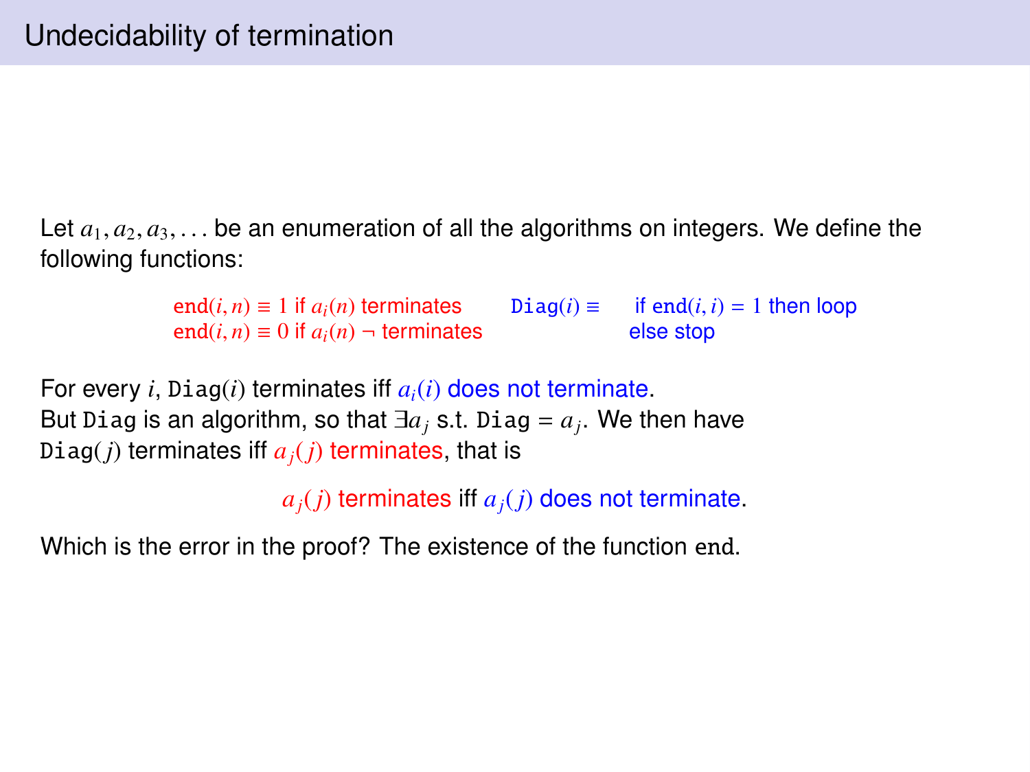# Undecidability of termination

Let $a_1, a_2, a_3, \ldots$ be an enumeration of all the algorithms on integers. We define the following functions:

$\mathtt{end}(i, n) \equiv 1$ if $a_i(n)$ terminates
$\mathtt{end}(i, n) \equiv 0$ if $a_i(n)$ $\neg$ terminates

$\mathtt{Diag}(i) \equiv$ if $\mathtt{end}(i, i) = 1$ then loop
else stop

For every $i$, $\mathtt{Diag}(i)$ terminates iff $a_i(i)$ does not terminate.
But $\mathtt{Diag}$ is an algorithm, so that $\exists a_j$ s.t. $\mathtt{Diag} = a_j$. We then have $\mathtt{Diag}(j)$ terminates iff $a_j(j)$ terminates, that is

$$a_j(j) \text{ terminates iff } a_j(j) \text{ does not terminate.}$$

Which is the error in the proof? The existence of the function $\mathtt{end}$.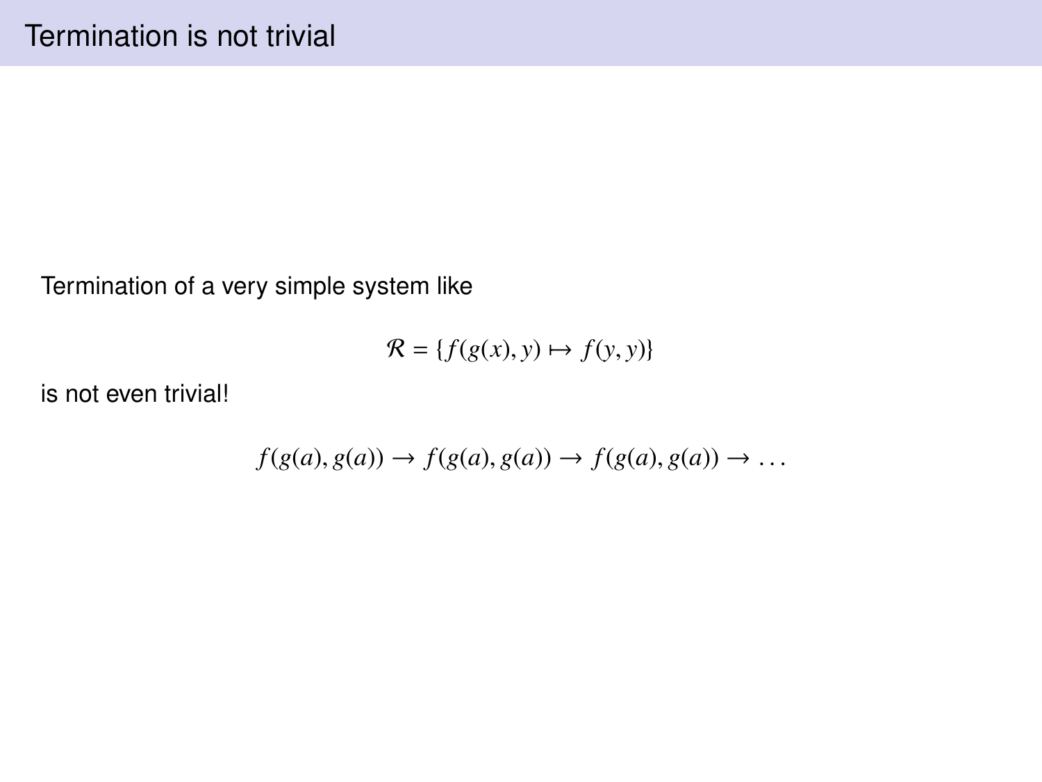# Termination is not trivial

Termination of a very simple system like

$$\mathcal{R} = \{f(g(x), y) \mapsto f(y, y)\}$$

is not even trivial!

$$f(g(a), g(a)) \to f(g(a), g(a)) \to f(g(a), g(a)) \to \ldots$$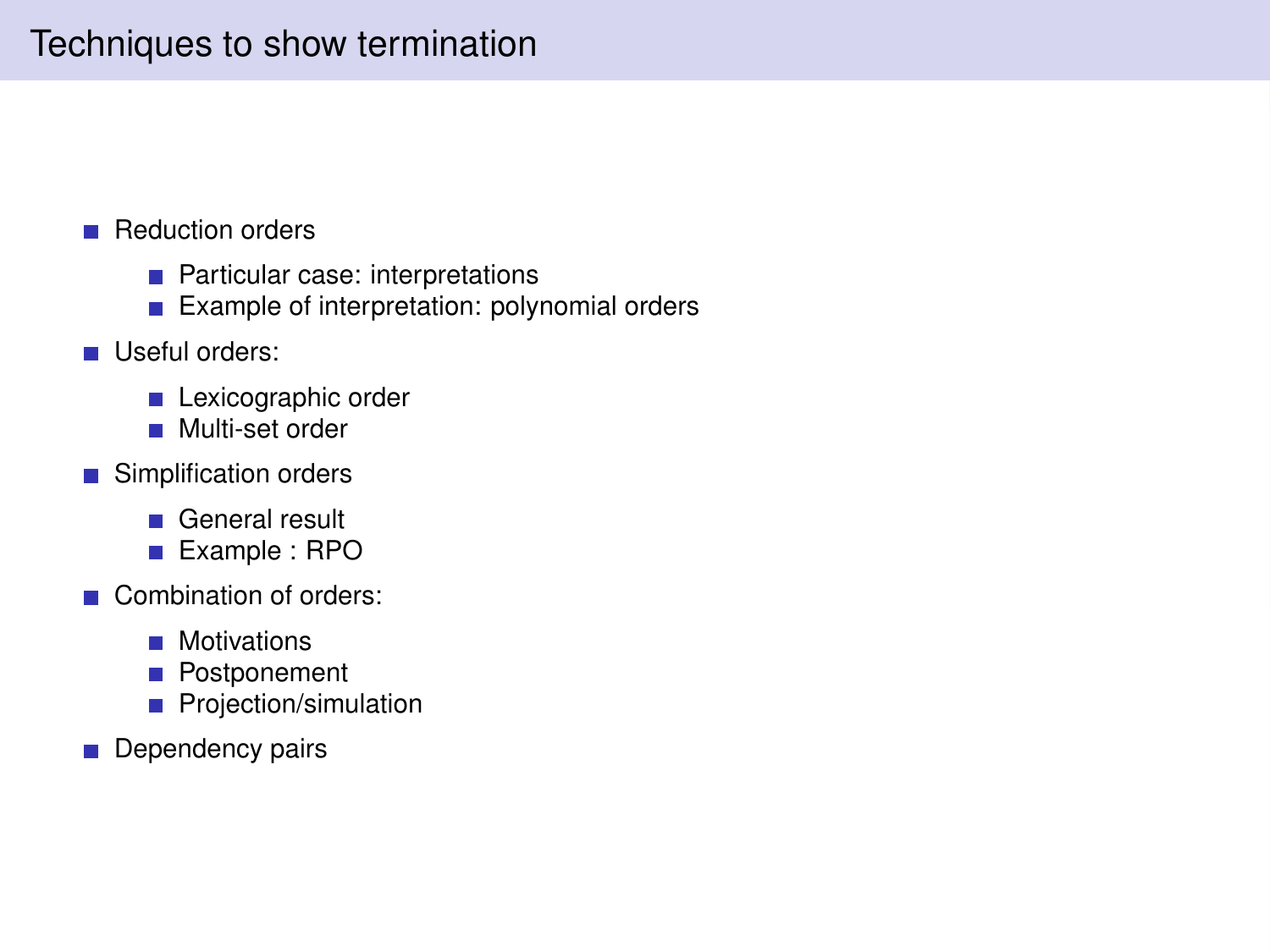# Techniques to show termination

- Reduction orders
  - Particular case: interpretations
  - Example of interpretation: polynomial orders
- Useful orders:
  - Lexicographic order
  - Multi-set order
- Simplification orders
  - General result
  - Example : RPO
- Combination of orders:
  - Motivations
  - Postponement
  - Projection/simulation
- Dependency pairs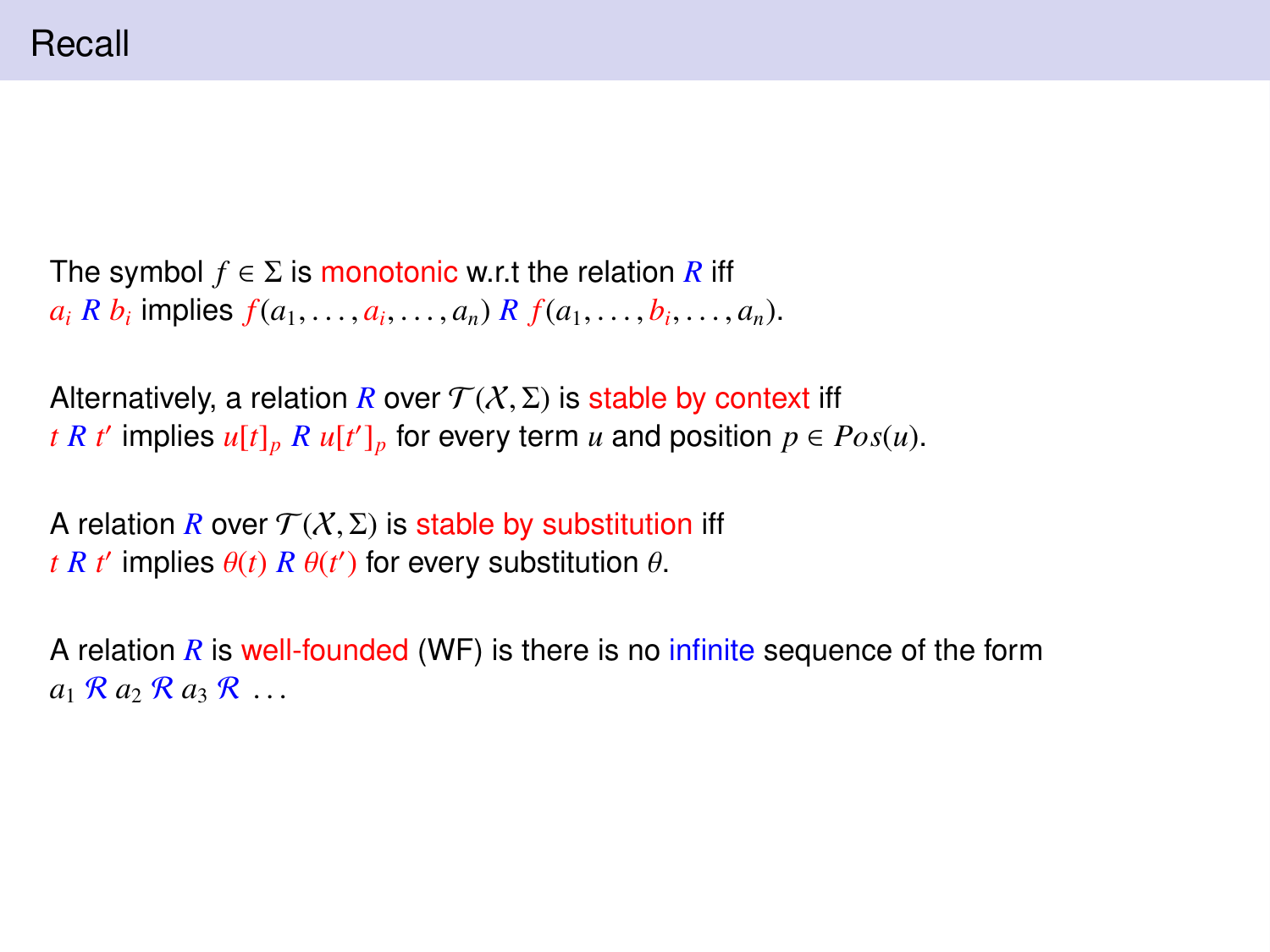# Recall

The symbol $f \in \Sigma$ is monotonic w.r.t the relation $R$ iff
$a_i \; R \; b_i$ implies $f(a_1, \ldots, a_i, \ldots, a_n) \; R \; f(a_1, \ldots, b_i, \ldots, a_n)$.

Alternatively, a relation $R$ over $\mathcal{T}(\mathcal{X}, \Sigma)$ is stable by context iff
$t \; R \; t'$ implies $u[t]_p \; R \; u[t']_p$ for every term $u$ and position $p \in Pos(u)$.

A relation $R$ over $\mathcal{T}(\mathcal{X}, \Sigma)$ is stable by substitution iff
$t \; R \; t'$ implies $\theta(t) \; R \; \theta(t')$ for every substitution $\theta$.

A relation $R$ is well-founded (WF) is there is no infinite sequence of the form
$a_1 \; \mathcal{R} \; a_2 \; \mathcal{R} \; a_3 \; \mathcal{R} \; \ldots$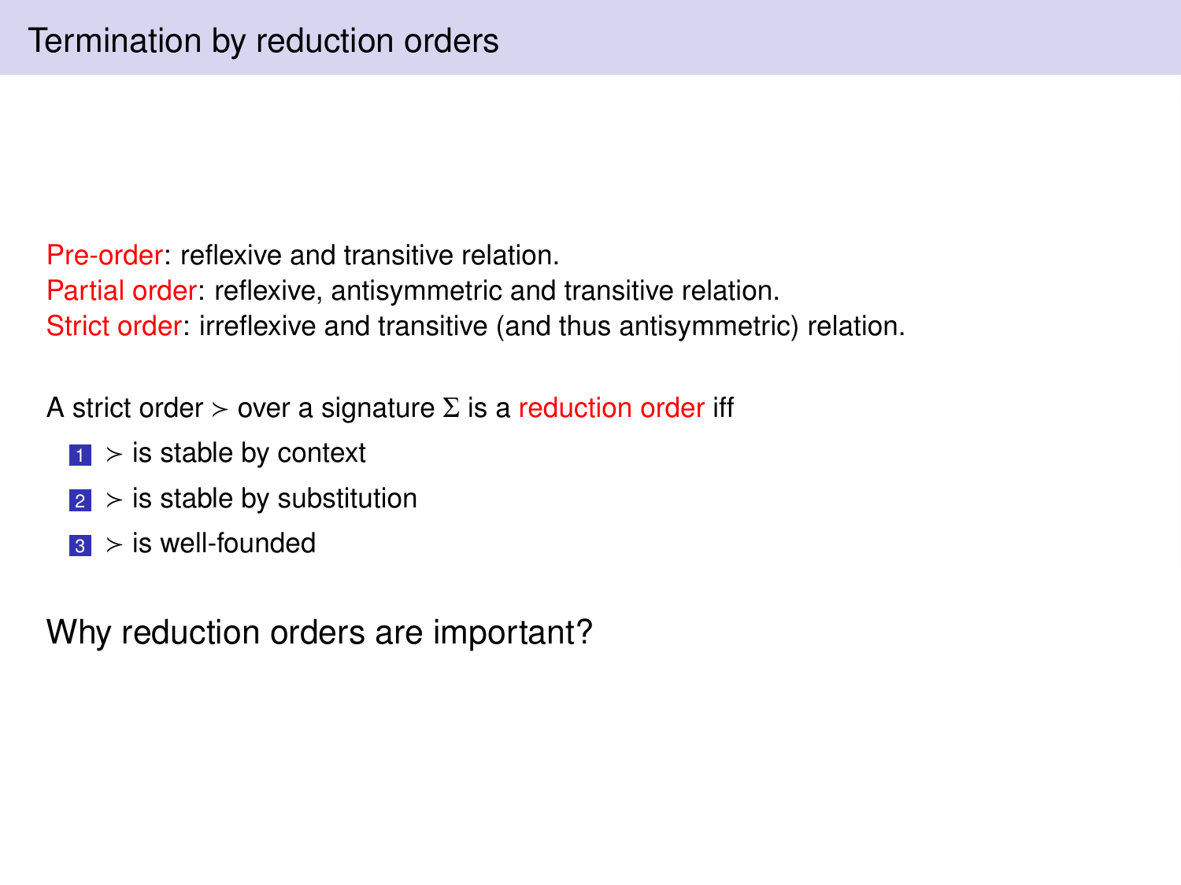# Termination by reduction orders

Pre-order: reflexive and transitive relation.
Partial order: reflexive, antisymmetric and transitive relation.
Strict order: irreflexive and transitive (and thus antisymmetric) relation.

A strict order $>$ over a signature $\Sigma$ is a reduction order iff

1. $>$ is stable by context
2. $>$ is stable by substitution
3. $>$ is well-founded

Why reduction orders are important?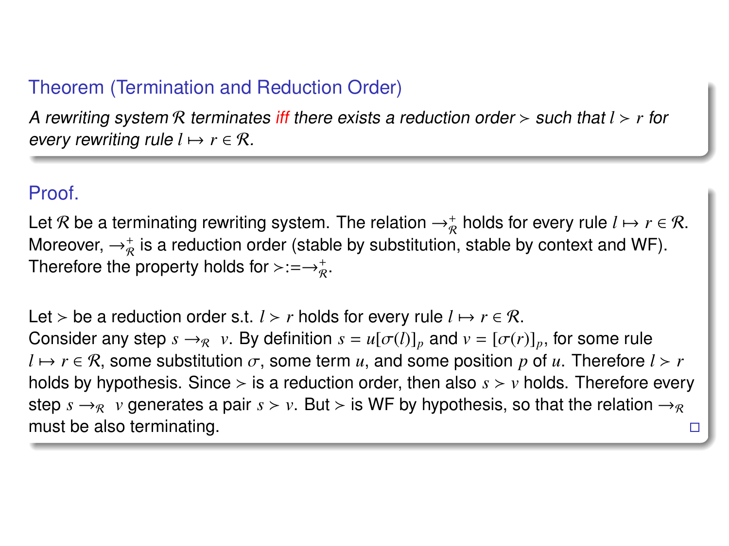### Theorem (Termination and Reduction Order)

*A rewriting system $\mathcal{R}$ terminates iff there exists a reduction order $>$ such that $l > r$ for every rewriting rule $l \mapsto r \in \mathcal{R}$.*

### Proof.

Let $\mathcal{R}$ be a terminating rewriting system. The relation $\rightarrow^+_{\mathcal{R}}$ holds for every rule $l \mapsto r \in \mathcal{R}$. Moreover, $\rightarrow^+_{\mathcal{R}}$ is a reduction order (stable by substitution, stable by context and WF). Therefore the property holds for $> := \rightarrow^+_{\mathcal{R}}$.

Let $>$ be a reduction order s.t. $l > r$ holds for every rule $l \mapsto r \in \mathcal{R}$.
Consider any step $s \rightarrow_{\mathcal{R}} v$. By definition $s = u[\sigma(l)]_p$ and $v = [\sigma(r)]_p$, for some rule $l \mapsto r \in \mathcal{R}$, some substitution $\sigma$, some term $u$, and some position $p$ of $u$. Therefore $l > r$ holds by hypothesis. Since $>$ is a reduction order, then also $s > v$ holds. Therefore every step $s \rightarrow_{\mathcal{R}} v$ generates a pair $s > v$. But $>$ is WF by hypothesis, so that the relation $\rightarrow_{\mathcal{R}}$ must be also terminating. □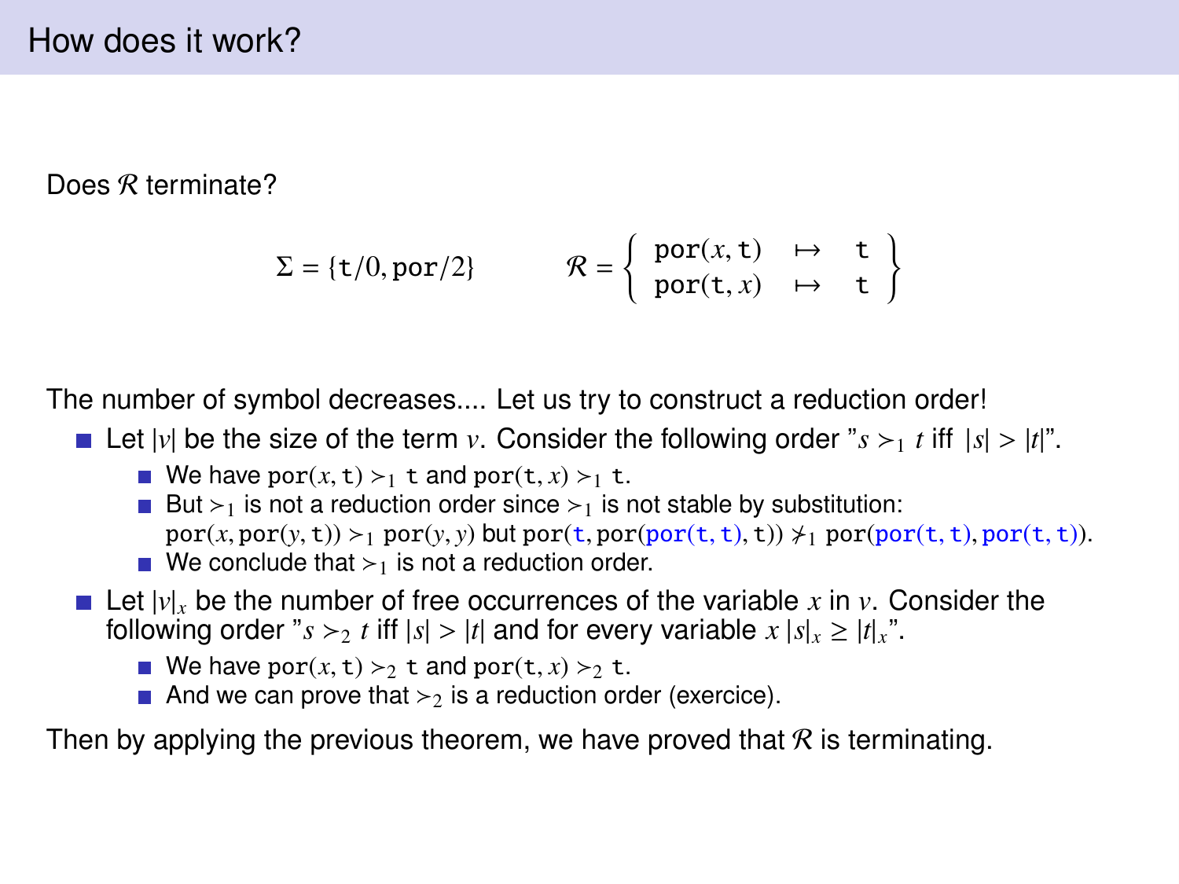## How does it work?

Does $\mathcal{R}$ terminate?

$$\Sigma = \{\mathtt{t}/0, \mathtt{por}/2\} \qquad \mathcal{R} = \left\{ \begin{array}{lcl} \mathtt{por}(x, \mathtt{t}) & \mapsto & \mathtt{t} \\ \mathtt{por}(\mathtt{t}, x) & \mapsto & \mathtt{t} \end{array} \right\}$$

The number of symbol decreases.... Let us try to construct a reduction order!

- Let $|v|$ be the size of the term $v$. Consider the following order "$s \succ_1 t$ iff $|s| > |t|$".
  - We have $\mathtt{por}(x, \mathtt{t}) \succ_1 \mathtt{t}$ and $\mathtt{por}(\mathtt{t}, x) \succ_1 \mathtt{t}$.
  - But $\succ_1$ is not a reduction order since $\succ_1$ is not stable by substitution: $\mathtt{por}(x, \mathtt{por}(y, \mathtt{t})) \succ_1 \mathtt{por}(y, y)$ but $\mathtt{por}(\mathtt{t}, \mathtt{por}(\mathtt{por}(\mathtt{t}, \mathtt{t}), \mathtt{t})) \not\succ_1 \mathtt{por}(\mathtt{por}(\mathtt{t}, \mathtt{t}), \mathtt{por}(\mathtt{t}, \mathtt{t}))$.
  - We conclude that $\succ_1$ is not a reduction order.
- Let $|v|_x$ be the number of free occurrences of the variable $x$ in $v$. Consider the following order "$s \succ_2 t$ iff $|s| > |t|$ and for every variable $x$ $|s|_x \geq |t|_x$".
  - We have $\mathtt{por}(x, \mathtt{t}) \succ_2 \mathtt{t}$ and $\mathtt{por}(\mathtt{t}, x) \succ_2 \mathtt{t}$.
  - And we can prove that $\succ_2$ is a reduction order (exercice).

Then by applying the previous theorem, we have proved that $\mathcal{R}$ is terminating.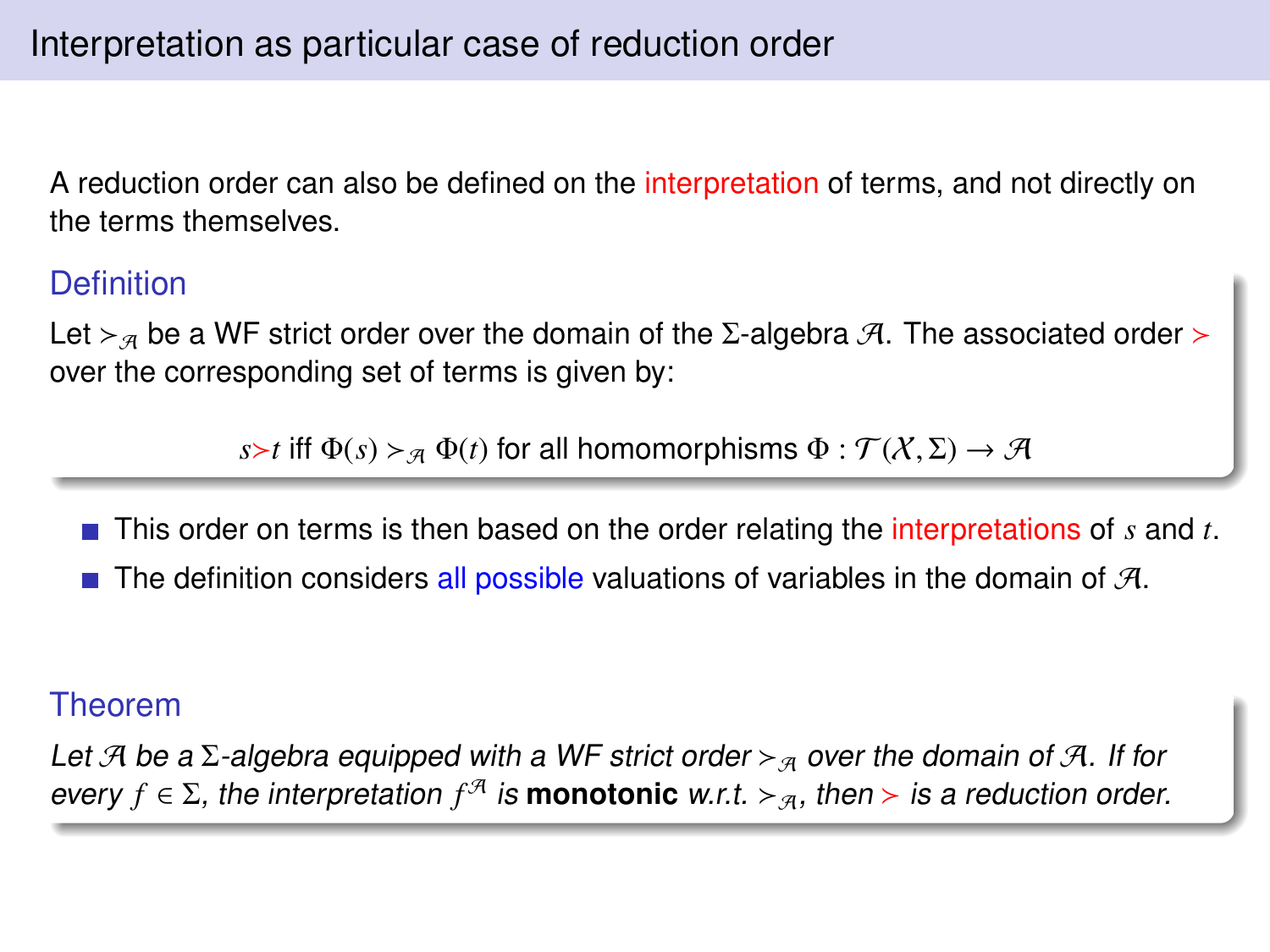# Interpretation as particular case of reduction order

A reduction order can also be defined on the interpretation of terms, and not directly on the terms themselves.

### Definition

Let $\succ_{\mathcal{A}}$ be a WF strict order over the domain of the $\Sigma$-algebra $\mathcal{A}$. The associated order $\succ$ over the corresponding set of terms is given by:

$$s \succ t \text{ iff } \Phi(s) \succ_{\mathcal{A}} \Phi(t) \text{ for all homomorphisms } \Phi : \mathcal{T}(\mathcal{X}, \Sigma) \rightarrow \mathcal{A}$$

- This order on terms is then based on the order relating the interpretations of $s$ and $t$.
- The definition considers all possible valuations of variables in the domain of $\mathcal{A}$.

### Theorem

*Let $\mathcal{A}$ be a $\Sigma$-algebra equipped with a WF strict order $\succ_{\mathcal{A}}$ over the domain of $\mathcal{A}$. If for every $f \in \Sigma$, the interpretation $f^{\mathcal{A}}$ is* **monotonic** *w.r.t. $\succ_{\mathcal{A}}$, then $\succ$ is a reduction order.*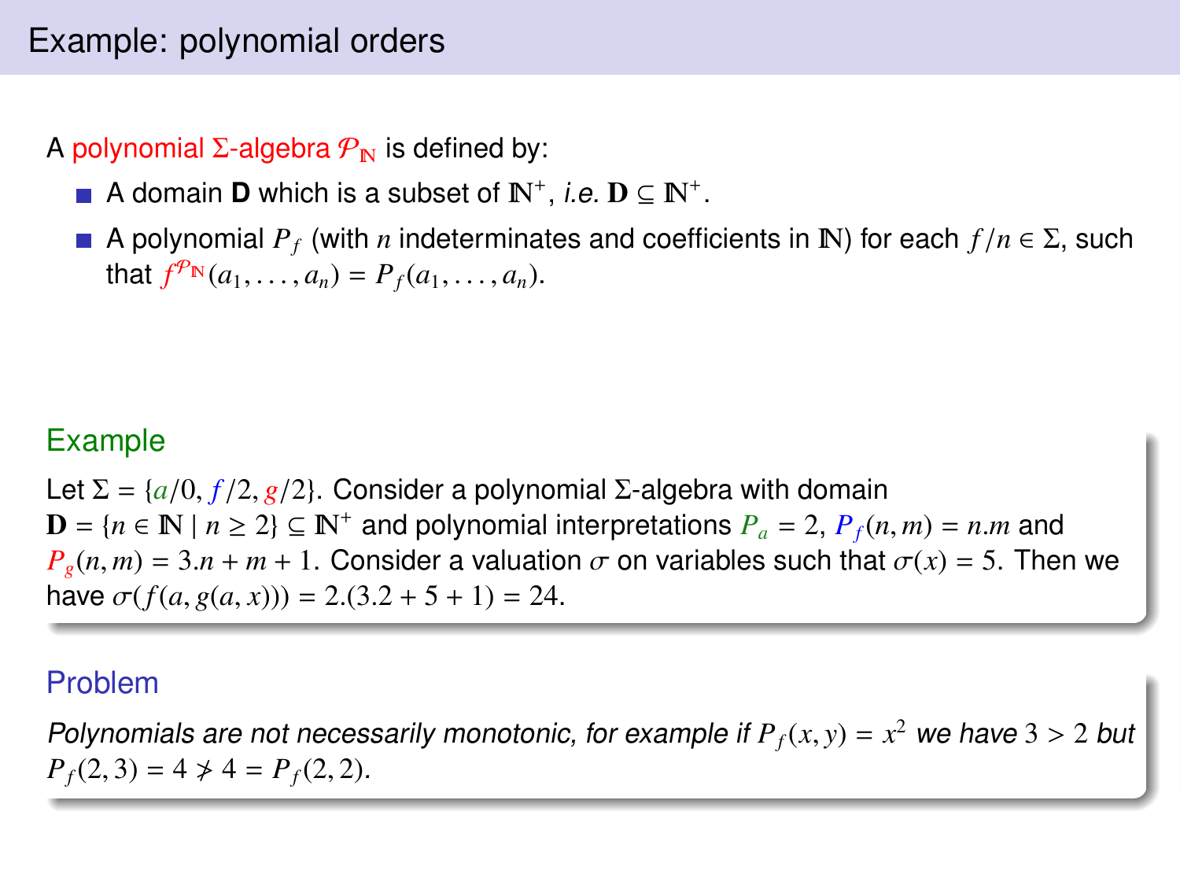## Example: polynomial orders

A polynomial $\Sigma$-algebra $\mathcal{P}_{\mathbb{N}}$ is defined by:

- A domain $\mathbf{D}$ which is a subset of $\mathbb{N}^+$, *i.e.* $\mathbf{D} \subseteq \mathbb{N}^+$.
- A polynomial $P_f$ (with $n$ indeterminates and coefficients in $\mathbb{N}$) for each $f/n \in \Sigma$, such that $f^{\mathcal{P}_{\mathbb{N}}}(a_1, \ldots, a_n) = P_f(a_1, \ldots, a_n)$.

### Example

Let $\Sigma = \{a/0, f/2, g/2\}$. Consider a polynomial $\Sigma$-algebra with domain $\mathbf{D} = \{n \in \mathbb{N} \mid n \geq 2\} \subseteq \mathbb{N}^+$ and polynomial interpretations $P_a = 2$, $P_f(n, m) = n.m$ and $P_g(n, m) = 3.n + m + 1$. Consider a valuation $\sigma$ on variables such that $\sigma(x) = 5$. Then we have $\sigma(f(a, g(a, x))) = 2.(3.2 + 5 + 1) = 24$.

### Problem

*Polynomials are not necessarily monotonic, for example if $P_f(x, y) = x^2$ we have $3 > 2$ but $P_f(2, 3) = 4 \not> 4 = P_f(2, 2)$.*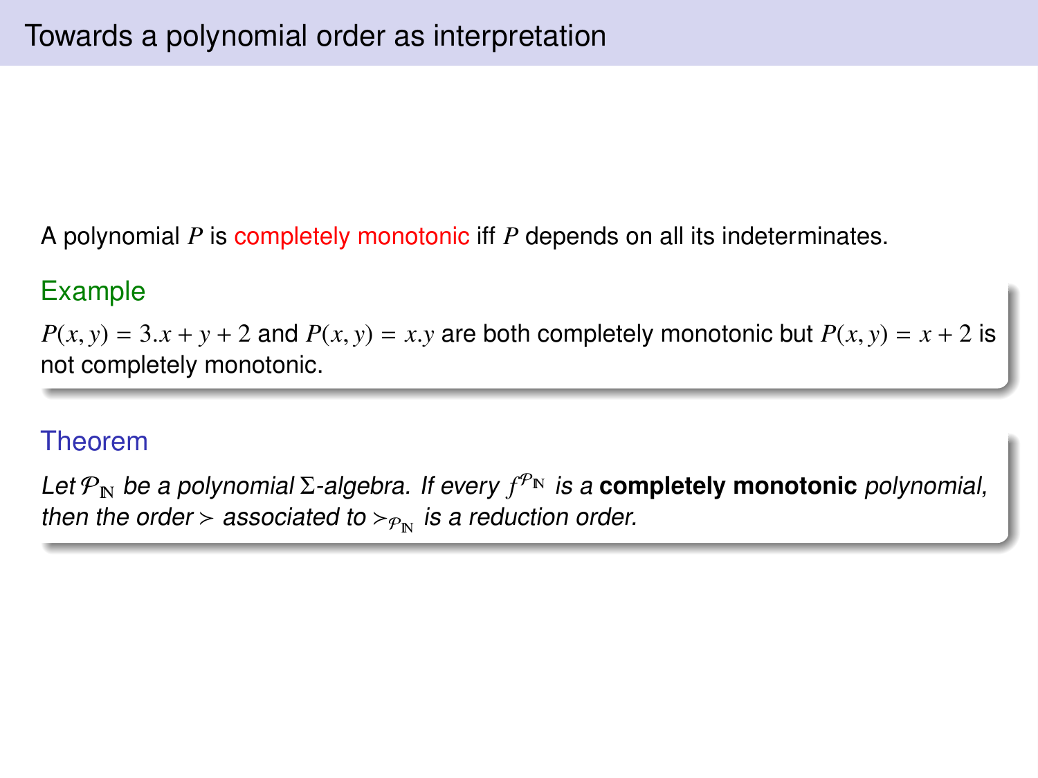# Towards a polynomial order as interpretation

A polynomial $P$ is completely monotonic iff $P$ depends on all its indeterminates.

### Example

$P(x, y) = 3.x + y + 2$ and $P(x, y) = x.y$ are both completely monotonic but $P(x, y) = x + 2$ is not completely monotonic.

### Theorem

*Let $\mathcal{P}_{\mathbb{N}}$ be a polynomial $\Sigma$-algebra. If every $f^{\mathcal{P}_{\mathbb{N}}}$ is a* **completely monotonic** *polynomial, then the order $\succ$ associated to $\succ_{\mathcal{P}_{\mathbb{N}}}$ is a reduction order.*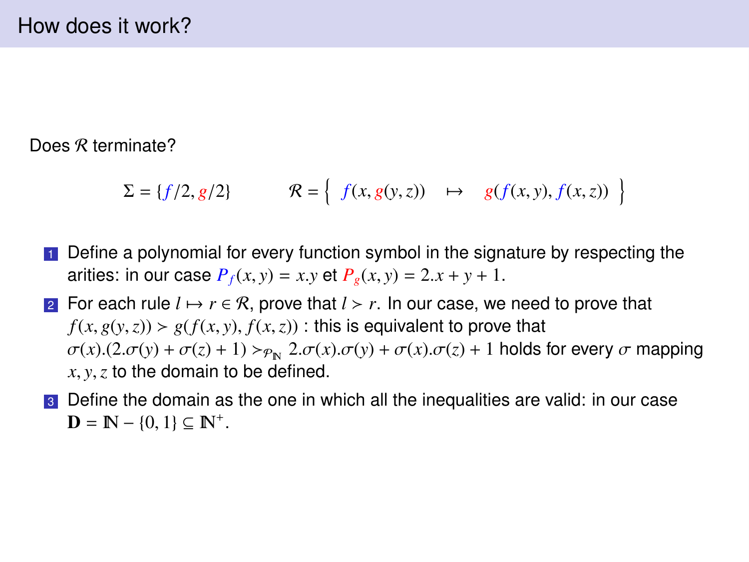# How does it work?

Does $\mathcal{R}$ terminate?

$$\Sigma = \{f/2, g/2\} \qquad \mathcal{R} = \left\{ \; f(x, g(y, z)) \quad \mapsto \quad g(f(x, y), f(x, z)) \; \right\}$$

1. Define a polynomial for every function symbol in the signature by respecting the arities: in our case $P_f(x, y) = x.y$ et $P_g(x, y) = 2.x + y + 1$.
2. For each rule $l \mapsto r \in \mathcal{R}$, prove that $l \succ r$. In our case, we need to prove that $f(x, g(y, z)) \succ g(f(x, y), f(x, z))$ : this is equivalent to prove that $\sigma(x).(2.\sigma(y) + \sigma(z) + 1) \succ_{\mathcal{P}_{\mathbb{N}}} 2.\sigma(x).\sigma(y) + \sigma(x).\sigma(z) + 1$ holds for every $\sigma$ mapping $x, y, z$ to the domain to be defined.
3. Define the domain as the one in which all the inequalities are valid: in our case $\mathbf{D} = \mathbb{N} - \{0, 1\} \subseteq \mathbb{N}^{+}$.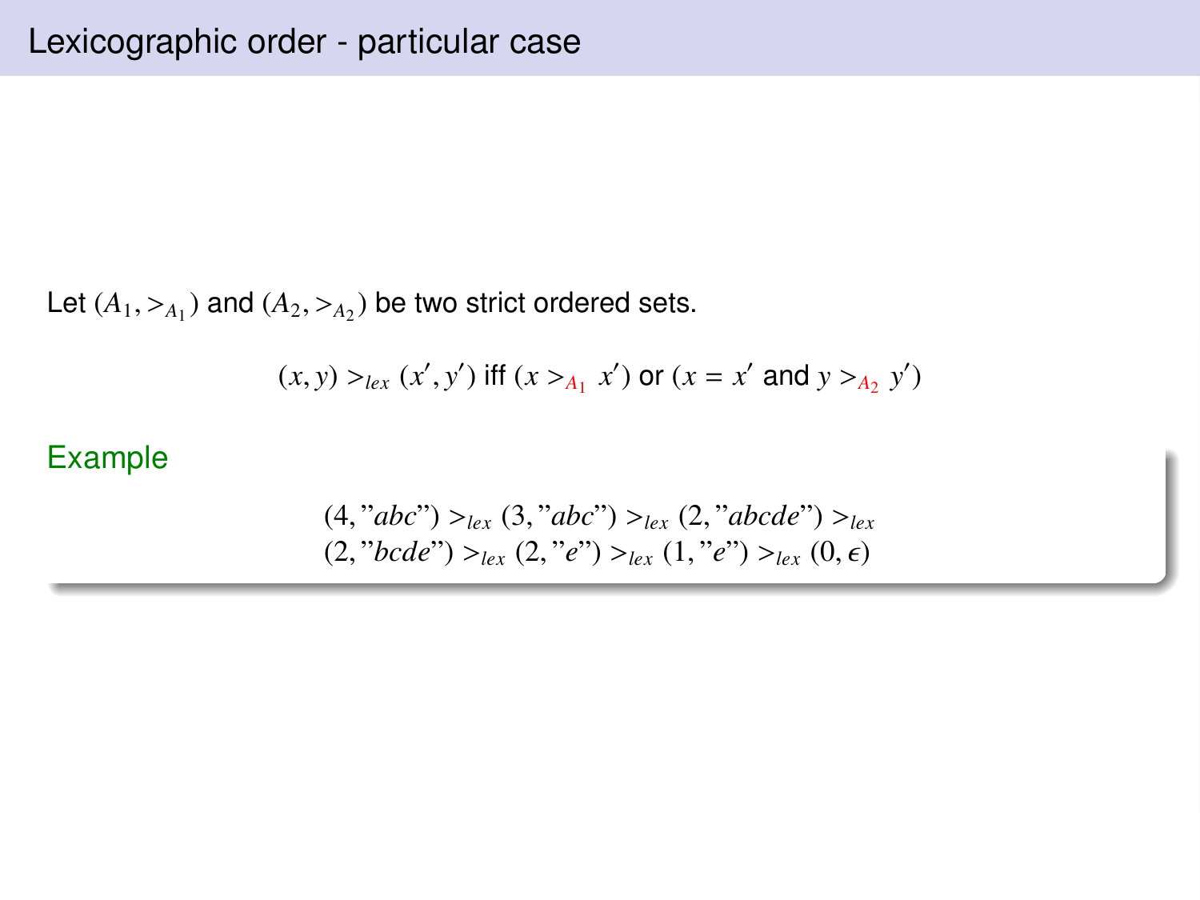# Lexicographic order - particular case

Let $(A_1, >_{A_1})$ and $(A_2, >_{A_2})$ be two strict ordered sets.

$$(x, y) >_{lex} (x', y') \text{ iff } (x >_{A_1} x') \text{ or } (x = x' \text{ and } y >_{A_2} y')$$

**Example**

$$(4, \text{"}abc\text{"}) >_{lex} (3, \text{"}abc\text{"}) >_{lex} (2, \text{"}abcde\text{"}) >_{lex}$$
$$(2, \text{"}bcde\text{"}) >_{lex} (2, \text{"}e\text{"}) >_{lex} (1, \text{"}e\text{"}) >_{lex} (0, \epsilon)$$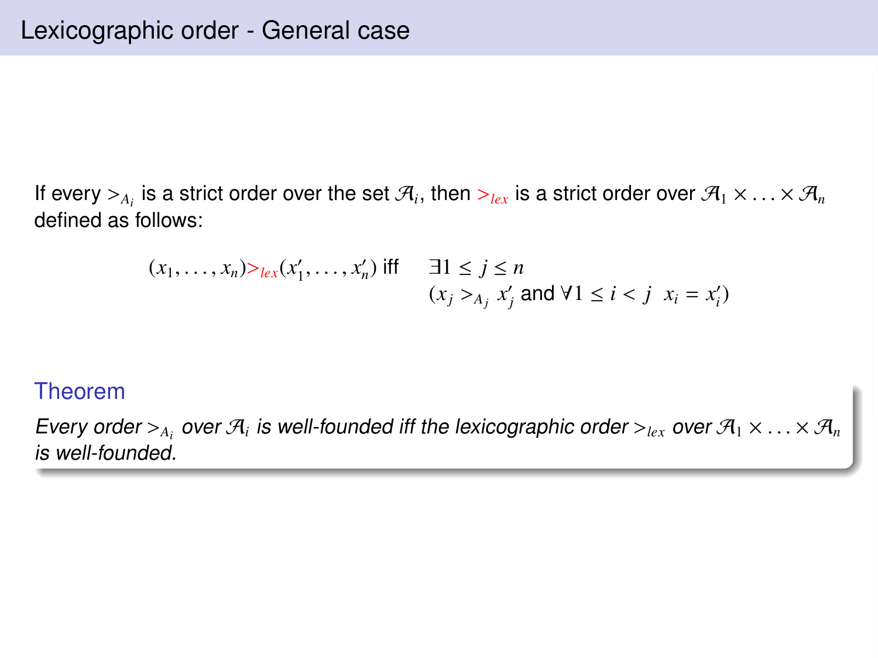# Lexicographic order - General case

If every $>_{A_i}$ is a strict order over the set $\mathcal{A}_i$, then $>_{lex}$ is a strict order over $\mathcal{A}_1 \times \ldots \times \mathcal{A}_n$ defined as follows:

$$(x_1, \ldots, x_n) >_{lex} (x'_1, \ldots, x'_n) \text{ iff } \quad \exists 1 \leq j \leq n \; (x_j >_{A_j} x'_j \text{ and } \forall 1 \leq i < j \;\; x_i = x'_i)$$

**Theorem**

*Every order $>_{A_i}$ over $\mathcal{A}_i$ is well-founded iff the lexicographic order $>_{lex}$ over $\mathcal{A}_1 \times \ldots \times \mathcal{A}_n$ is well-founded.*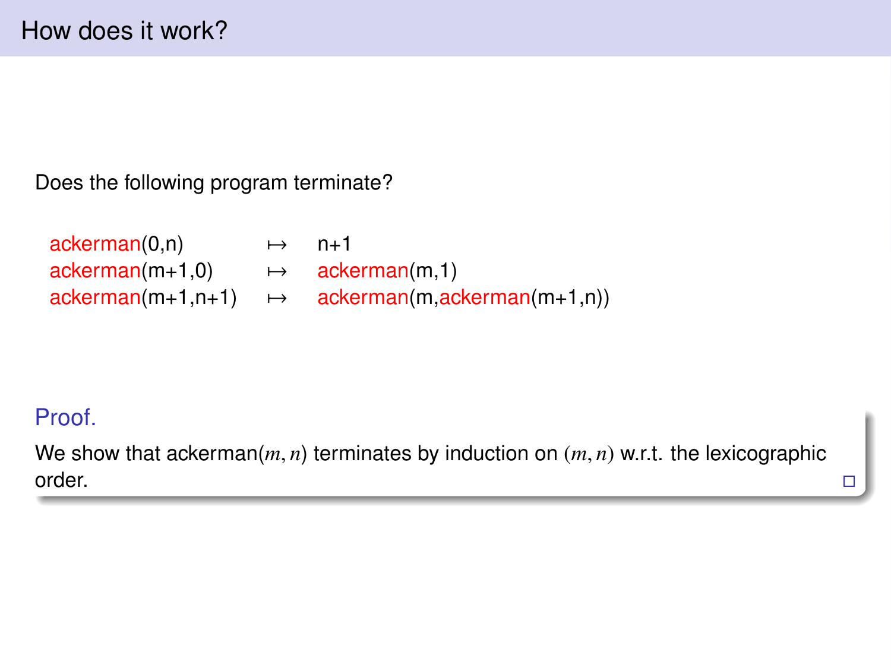# How does it work?

Does the following program terminate?

```
ackerman(0,n)        ↦   n+1
ackerman(m+1,0)      ↦   ackerman(m,1)
ackerman(m+1,n+1)    ↦   ackerman(m,ackerman(m+1,n))
```

**Proof.**

We show that ackerman$(m, n)$ terminates by induction on $(m, n)$ w.r.t. the lexicographic order. □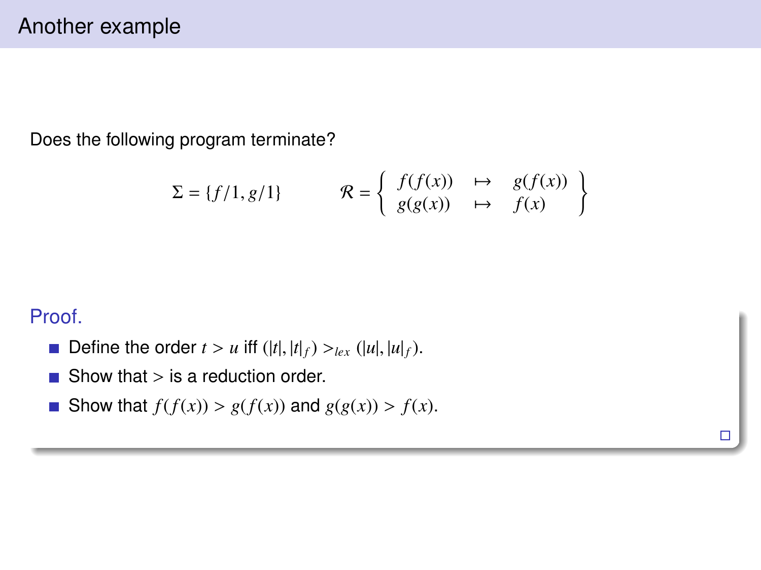# Another example

Does the following program terminate?

$$\Sigma = \{f/1, g/1\} \qquad \mathcal{R} = \left\{ \begin{array}{lcl} f(f(x)) & \mapsto & g(f(x)) \\ g(g(x)) & \mapsto & f(x) \end{array} \right\}$$

**Proof.**

- Define the order $t > u$ iff $(|t|, |t|_f) >_{lex} (|u|, |u|_f)$.
- Show that $>$ is a reduction order.
- Show that $f(f(x)) > g(f(x))$ and $g(g(x)) > f(x)$.

□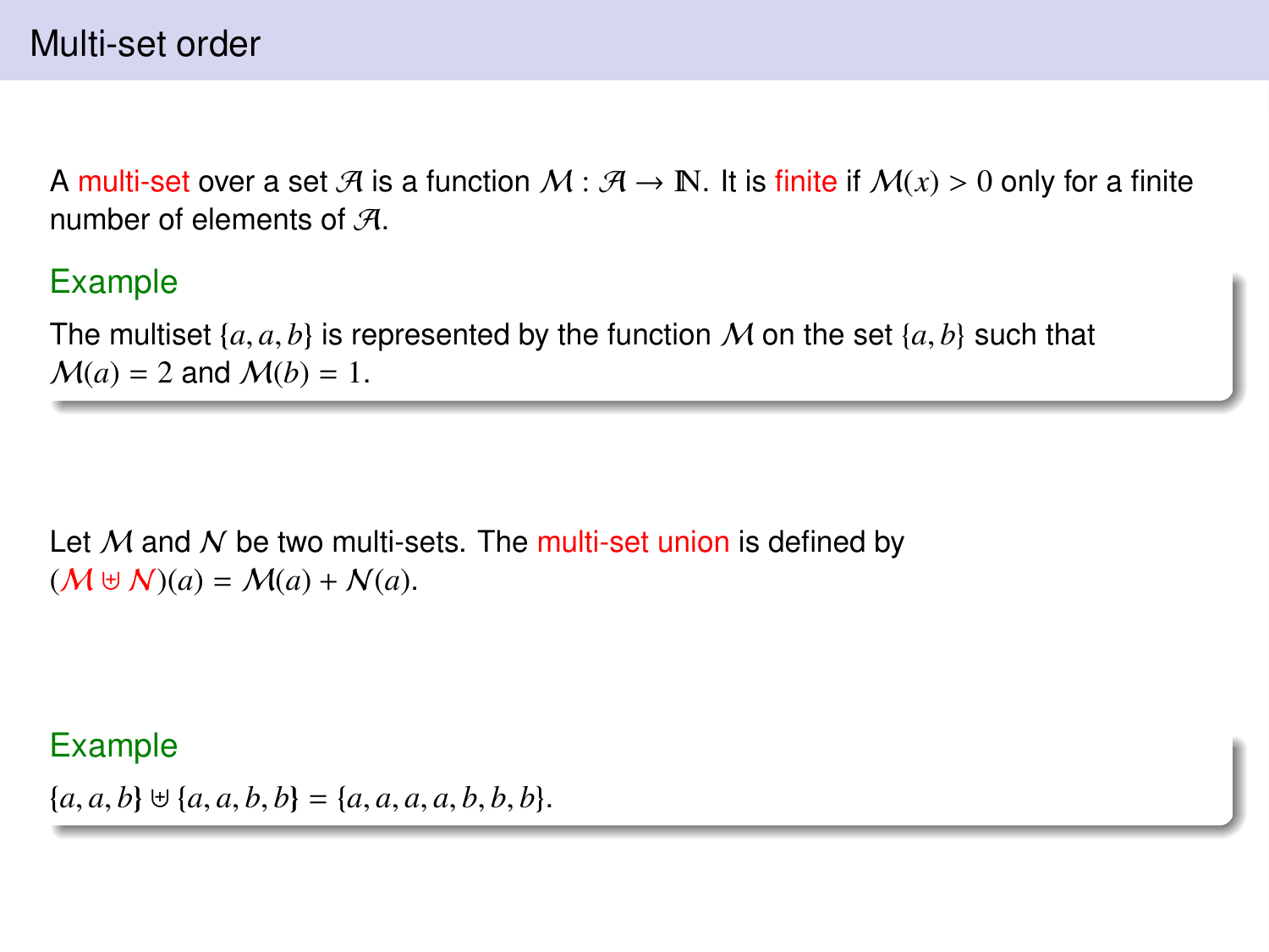# Multi-set order

A multi-set over a set $\mathcal{A}$ is a function $\mathcal{M} : \mathcal{A} \to \mathbb{N}$. It is finite if $\mathcal{M}(x) > 0$ only for a finite number of elements of $\mathcal{A}$.

### Example

The multiset $\{a, a, b\}$ is represented by the function $\mathcal{M}$ on the set $\{a, b\}$ such that $\mathcal{M}(a) = 2$ and $\mathcal{M}(b) = 1$.

Let $\mathcal{M}$ and $\mathcal{N}$ be two multi-sets. The multi-set union is defined by $(\mathcal{M} \uplus \mathcal{N})(a) = \mathcal{M}(a) + \mathcal{N}(a)$.

### Example

$\{a, a, b\} \uplus \{a, a, b, b\} = \{a, a, a, a, b, b, b\}$.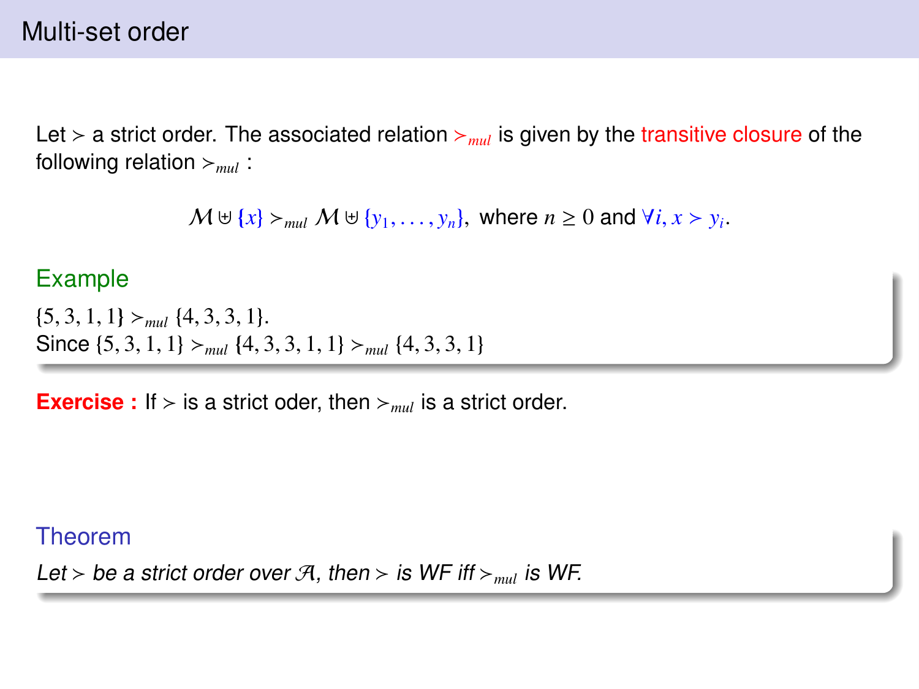# Multi-set order

Let $\succ$ a strict order. The associated relation $\succ_{mul}$ is given by the transitive closure of the following relation $\succ_{mul}$ :

$$\mathcal{M} \uplus \{x\} \succ_{mul} \mathcal{M} \uplus \{y_1, \ldots, y_n\}, \text{ where } n \geq 0 \text{ and } \forall i, x \succ y_i.$$

### Example

$\{5, 3, 1, 1\} \succ_{mul} \{4, 3, 3, 1\}$.
Since $\{5, 3, 1, 1\} \succ_{mul} \{4, 3, 3, 1, 1\} \succ_{mul} \{4, 3, 3, 1\}$

**Exercise :** If $\succ$ is a strict oder, then $\succ_{mul}$ is a strict order.

### Theorem

*Let $\succ$ be a strict order over $\mathcal{A}$, then $\succ$ is WF iff $\succ_{mul}$ is WF.*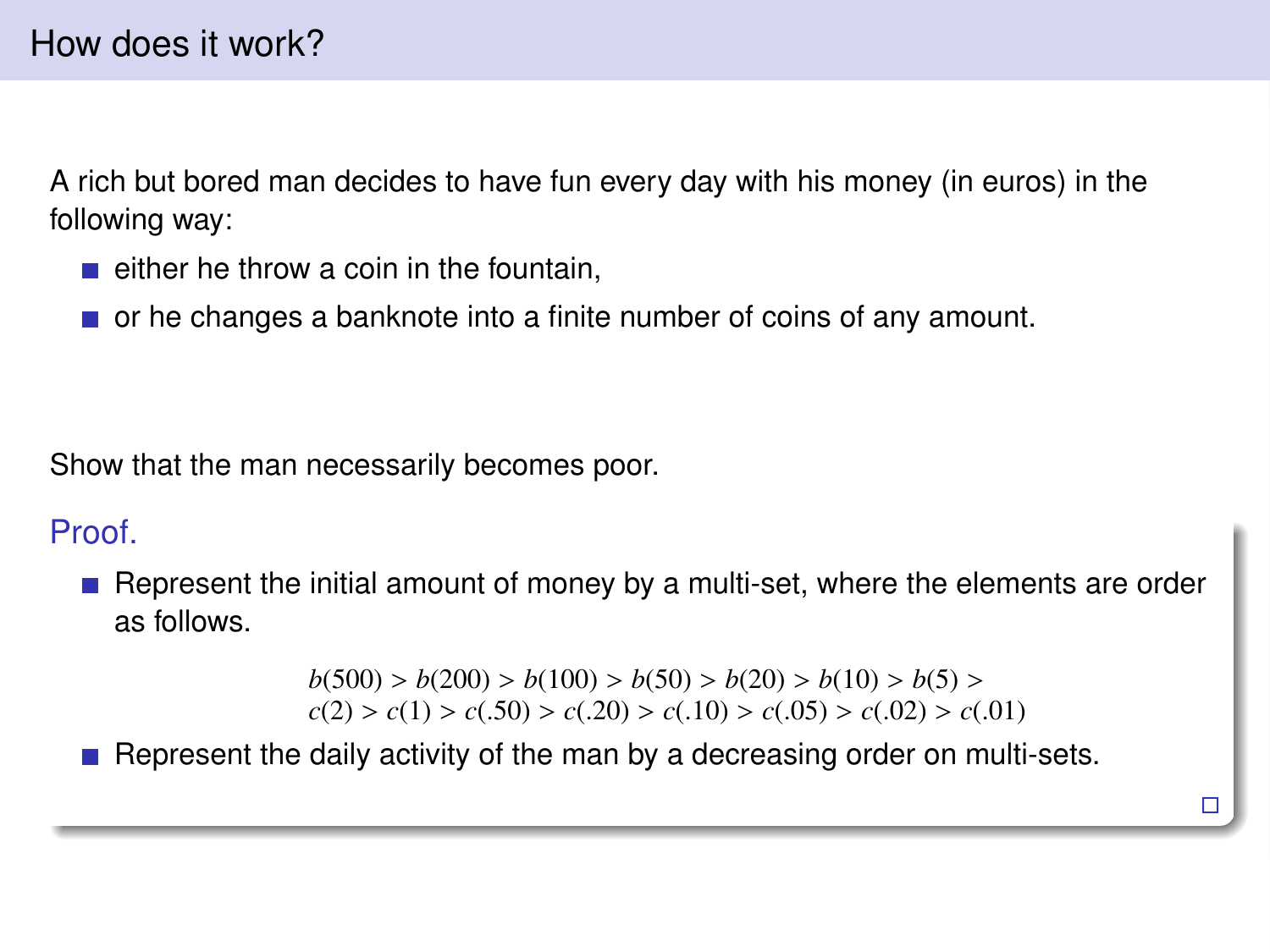## How does it work?

A rich but bored man decides to have fun every day with his money (in euros) in the following way:

- either he throw a coin in the fountain,
- or he changes a banknote into a finite number of coins of any amount.

Show that the man necessarily becomes poor.

**Proof.**

- Represent the initial amount of money by a multi-set, where the elements are order as follows.

$$b(500) > b(200) > b(100) > b(50) > b(20) > b(10) > b(5) >$$
$$c(2) > c(1) > c(.50) > c(.20) > c(.10) > c(.05) > c(.02) > c(.01)$$

- Represent the daily activity of the man by a decreasing order on multi-sets.

□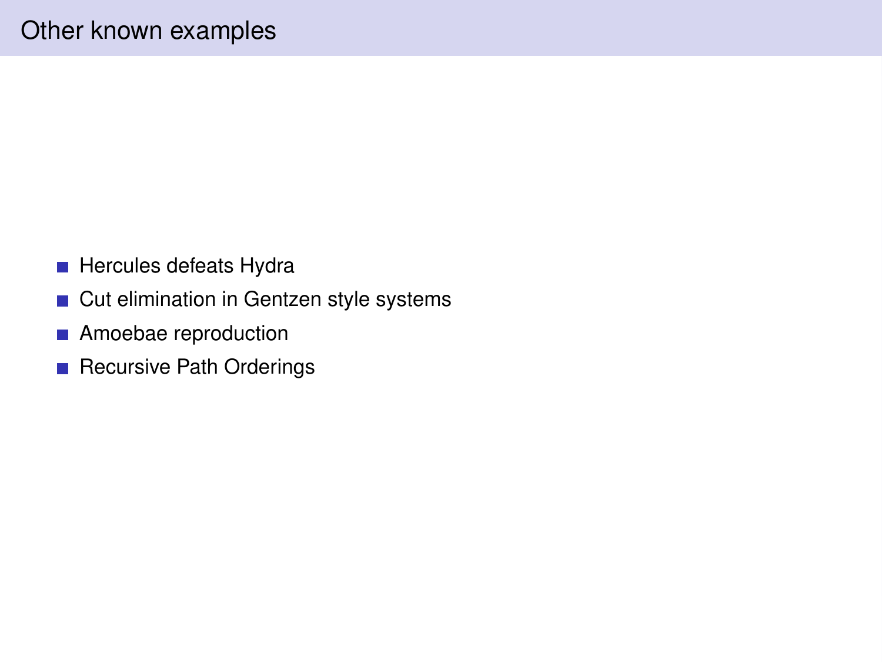# Other known examples

- Hercules defeats Hydra
- Cut elimination in Gentzen style systems
- Amoebae reproduction
- Recursive Path Orderings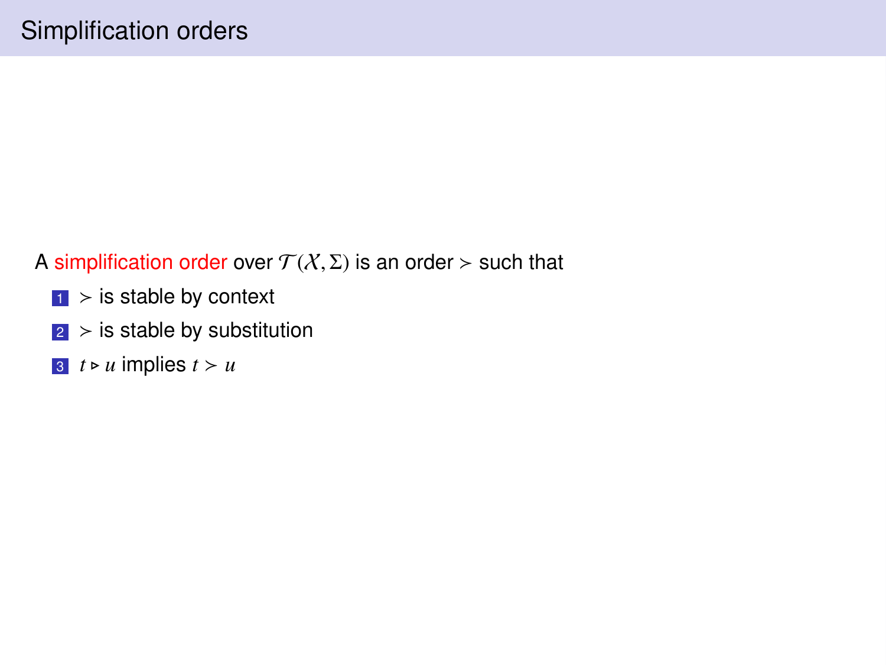# Simplification orders

A simplification order over $\mathcal{T}(\mathcal{X}, \Sigma)$ is an order $\succ$ such that

1. $\succ$ is stable by context
2. $\succ$ is stable by substitution
3. $t \triangleright u$ implies $t \succ u$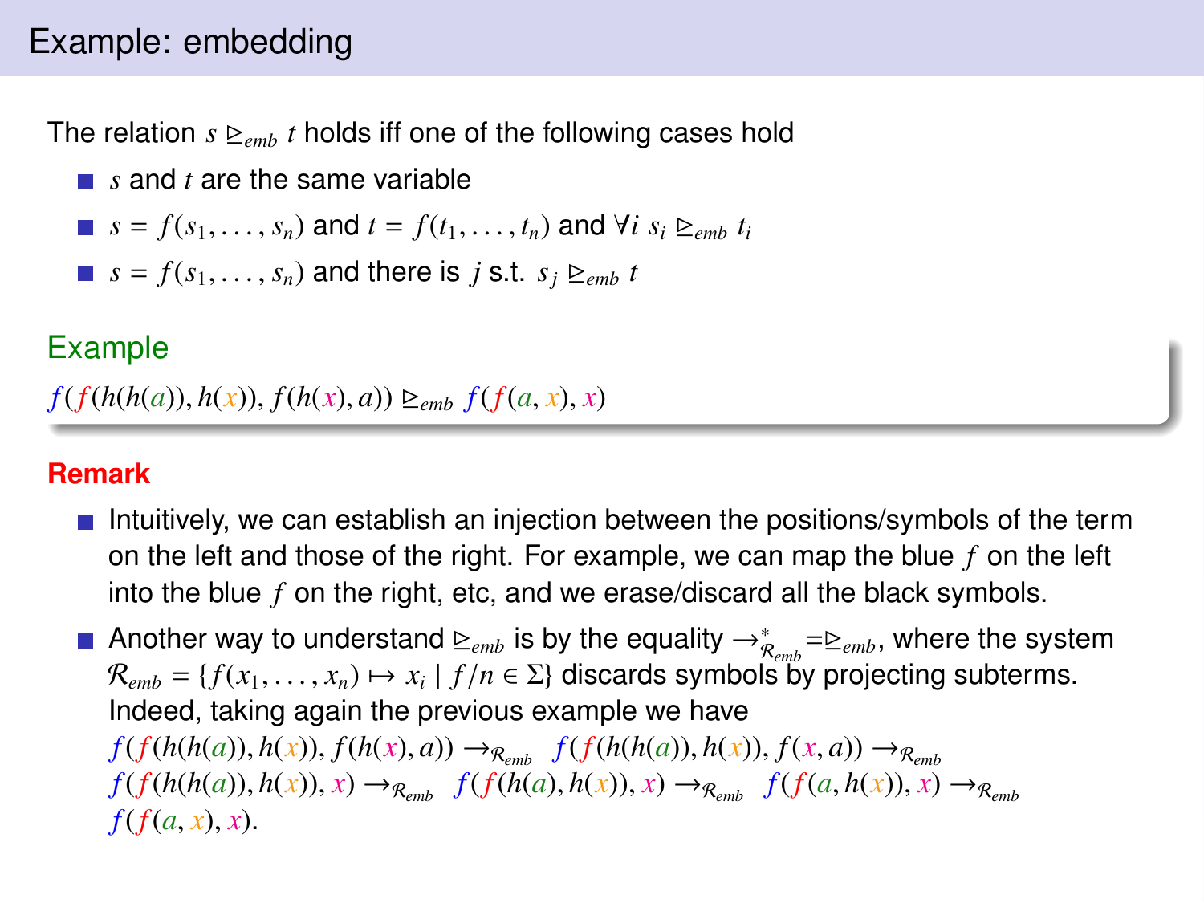## Example: embedding

The relation $s \trianglerighteq_{emb} t$ holds iff one of the following cases hold

- $s$ and $t$ are the same variable
- $s = f(s_1, \ldots, s_n)$ and $t = f(t_1, \ldots, t_n)$ and $\forall i \; s_i \trianglerighteq_{emb} t_i$
- $s = f(s_1, \ldots, s_n)$ and there is $j$ s.t. $s_j \trianglerighteq_{emb} t$

### Example

$f(f(h(h(a)), h(x)), f(h(x), a)) \trianglerighteq_{emb} f(f(a, x), x)$

**Remark**

- Intuitively, we can establish an injection between the positions/symbols of the term on the left and those of the right. For example, we can map the blue $f$ on the left into the blue $f$ on the right, etc, and we erase/discard all the black symbols.
- Another way to understand $\trianglerighteq_{emb}$ is by the equality $\to^*_{\mathcal{R}_{emb}} = \trianglerighteq_{emb}$, where the system $\mathcal{R}_{emb} = \{f(x_1, \ldots, x_n) \mapsto x_i \mid f/n \in \Sigma\}$ discards symbols by projecting subterms. Indeed, taking again the previous example we have
  $f(f(h(h(a)), h(x)), f(h(x), a)) \to_{\mathcal{R}_{emb}} f(f(h(h(a)), h(x)), f(x, a)) \to_{\mathcal{R}_{emb}}$
  $f(f(h(h(a)), h(x)), x) \to_{\mathcal{R}_{emb}} f(f(h(a), h(x)), x) \to_{\mathcal{R}_{emb}} f(f(a, h(x)), x) \to_{\mathcal{R}_{emb}}$
  $f(f(a, x), x)$.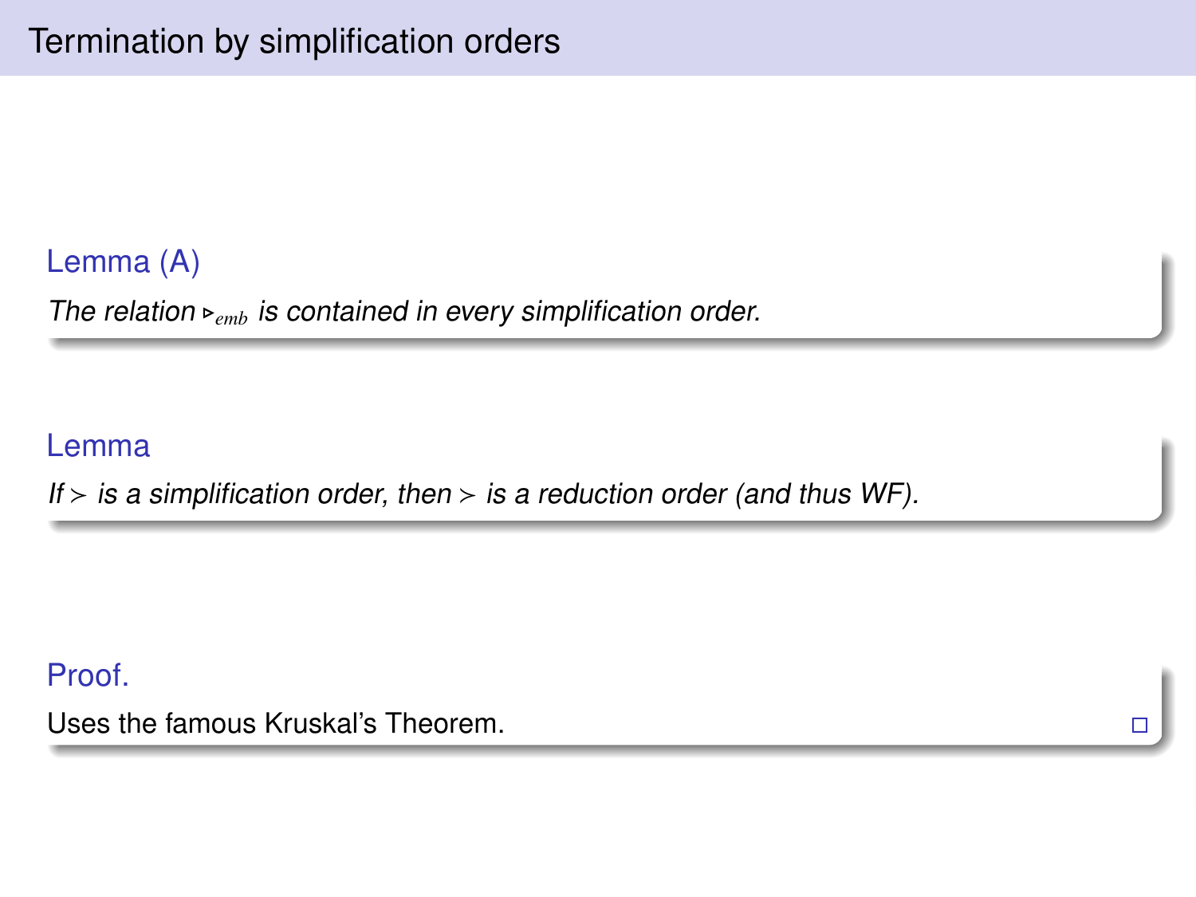## Termination by simplification orders

**Lemma (A)**

*The relation $\triangleright_{emb}$ is contained in every simplification order.*

**Lemma**

*If $>$ is a simplification order, then $>$ is a reduction order (and thus WF).*

**Proof.**

Uses the famous Kruskal's Theorem. □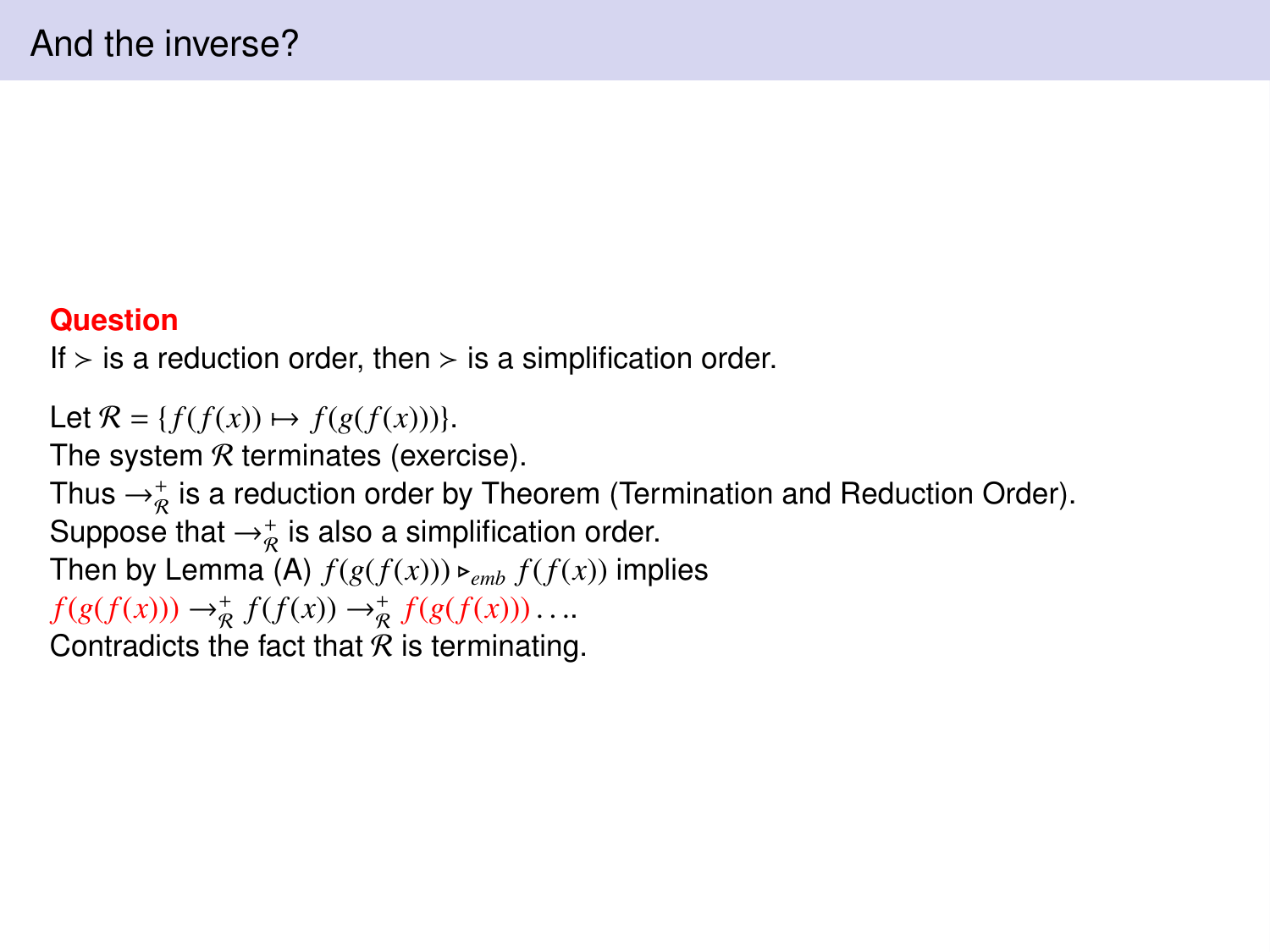# And the inverse?

**Question**

If $>$ is a reduction order, then $>$ is a simplification order.

Let $\mathcal{R} = \{f(f(x)) \mapsto f(g(f(x)))\}$.
The system $\mathcal{R}$ terminates (exercise).
Thus $\rightarrow_{\mathcal{R}}^{+}$ is a reduction order by Theorem (Termination and Reduction Order).
Suppose that $\rightarrow_{\mathcal{R}}^{+}$ is also a simplification order.
Then by Lemma (A) $f(g(f(x))) \triangleright_{emb} f(f(x))$ implies
$f(g(f(x))) \rightarrow_{\mathcal{R}}^{+} f(f(x)) \rightarrow_{\mathcal{R}}^{+} f(g(f(x)))\ldots$.
Contradicts the fact that $\mathcal{R}$ is terminating.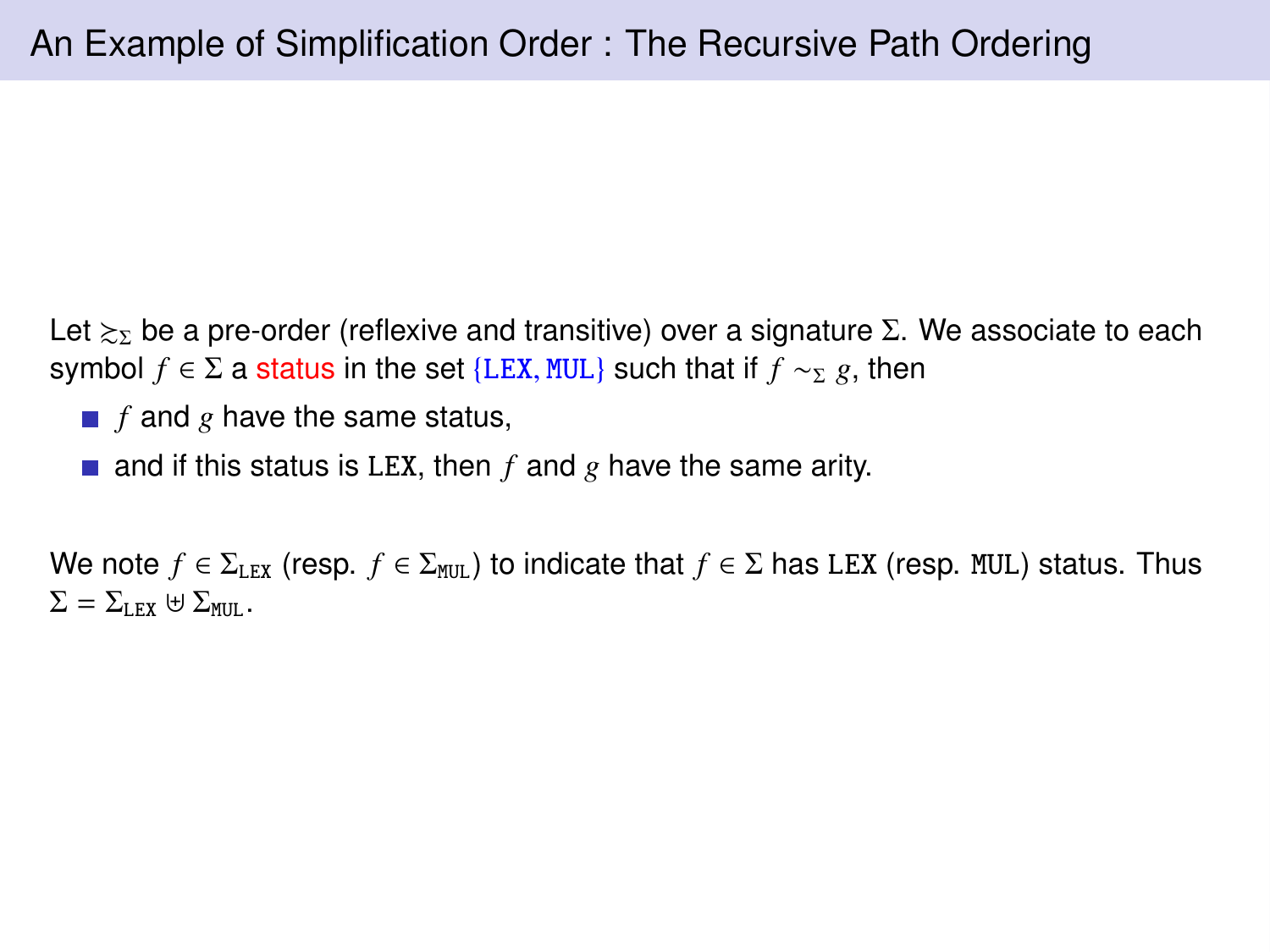# An Example of Simplification Order : The Recursive Path Ordering

Let $\gtrsim_\Sigma$ be a pre-order (reflexive and transitive) over a signature $\Sigma$. We associate to each symbol $f \in \Sigma$ a status in the set $\{\mathtt{LEX}, \mathtt{MUL}\}$ such that if $f \sim_\Sigma g$, then

- $f$ and $g$ have the same status,
- and if this status is LEX, then $f$ and $g$ have the same arity.

We note $f \in \Sigma_{\mathtt{LEX}}$ (resp. $f \in \Sigma_{\mathtt{MUL}}$) to indicate that $f \in \Sigma$ has LEX (resp. MUL) status. Thus $\Sigma = \Sigma_{\mathtt{LEX}} \uplus \Sigma_{\mathtt{MUL}}$.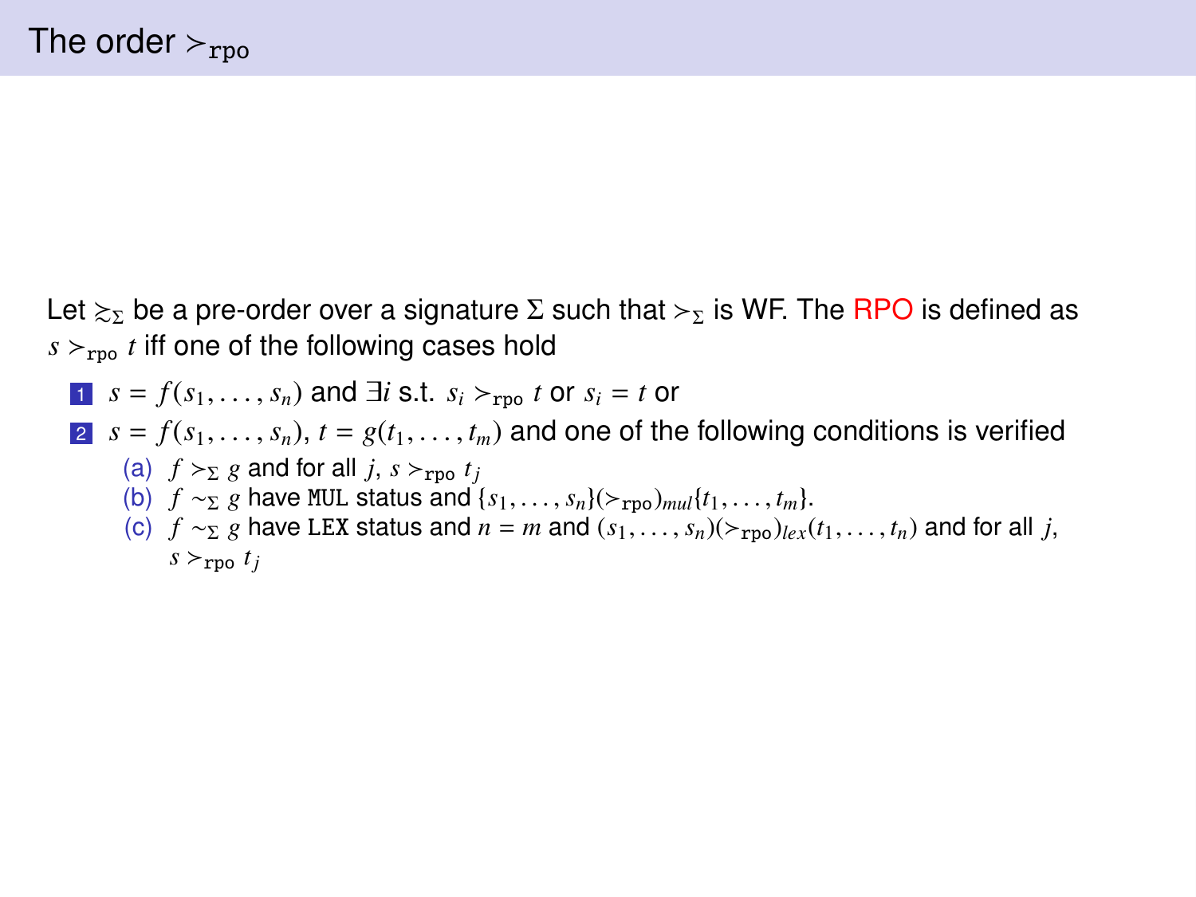# The order $\succ_{\mathtt{rpo}}$

Let $\gtrsim_\Sigma$ be a pre-order over a signature $\Sigma$ such that $\succ_\Sigma$ is WF. The RPO is defined as $s \succ_{\mathtt{rpo}} t$ iff one of the following cases hold

1. $s = f(s_1, \ldots, s_n)$ and $\exists i$ s.t. $s_i \succ_{\mathtt{rpo}} t$ or $s_i = t$ or
2. $s = f(s_1, \ldots, s_n)$, $t = g(t_1, \ldots, t_m)$ and one of the following conditions is verified
   - (a) $f \succ_\Sigma g$ and for all $j$, $s \succ_{\mathtt{rpo}} t_j$
   - (b) $f \sim_\Sigma g$ have `MUL` status and $\{s_1, \ldots, s_n\}(\succ_{\mathtt{rpo}})_{mul}\{t_1, \ldots, t_m\}$.
   - (c) $f \sim_\Sigma g$ have `LEX` status and $n = m$ and $(s_1, \ldots, s_n)(\succ_{\mathtt{rpo}})_{lex}(t_1, \ldots, t_n)$ and for all $j$, $s \succ_{\mathtt{rpo}} t_j$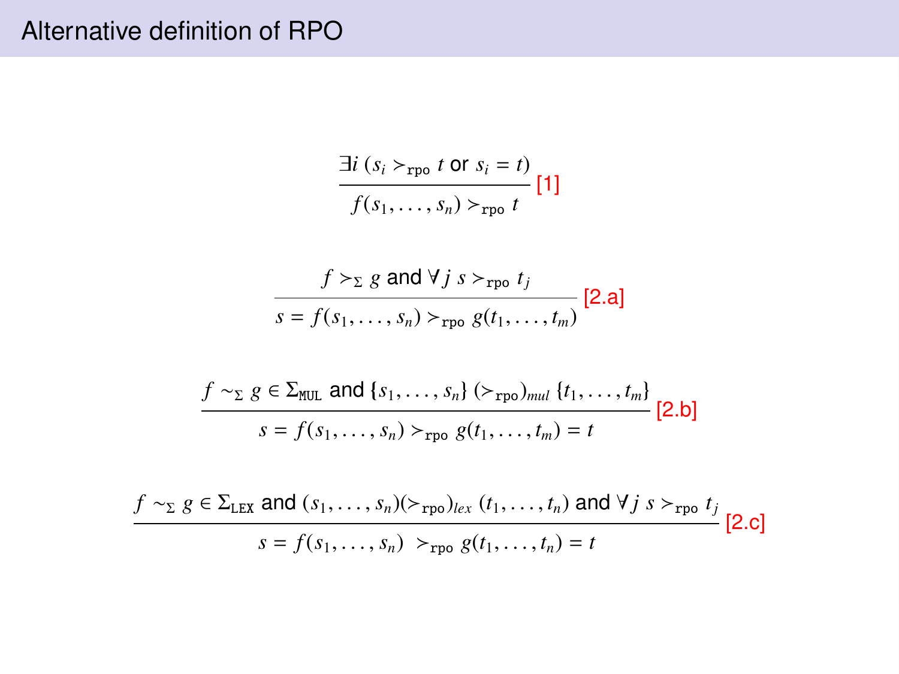# Alternative definition of RPO

$$\frac{\exists i\ (s_i \succ_{\mathtt{rpo}} t \text{ or } s_i = t)}{f(s_1, \ldots, s_n) \succ_{\mathtt{rpo}} t} \text{ [1]}$$

$$\frac{f \succ_\Sigma g \text{ and } \forall j\ s \succ_{\mathtt{rpo}} t_j}{s = f(s_1, \ldots, s_n) \succ_{\mathtt{rpo}} g(t_1, \ldots, t_m)} \text{ [2.a]}$$

$$\frac{f \sim_\Sigma g \in \Sigma_{\mathtt{MUL}} \text{ and } \{s_1, \ldots, s_n\}\ (\succ_{\mathtt{rpo}})_{mul}\ \{t_1, \ldots, t_m\}}{s = f(s_1, \ldots, s_n) \succ_{\mathtt{rpo}} g(t_1, \ldots, t_m) = t} \text{ [2.b]}$$

$$\frac{f \sim_\Sigma g \in \Sigma_{\mathtt{LEX}} \text{ and } (s_1, \ldots, s_n)(\succ_{\mathtt{rpo}})_{lex}\ (t_1, \ldots, t_n) \text{ and } \forall j\ s \succ_{\mathtt{rpo}} t_j}{s = f(s_1, \ldots, s_n)\ \succ_{\mathtt{rpo}} g(t_1, \ldots, t_n) = t} \text{ [2.c]}$$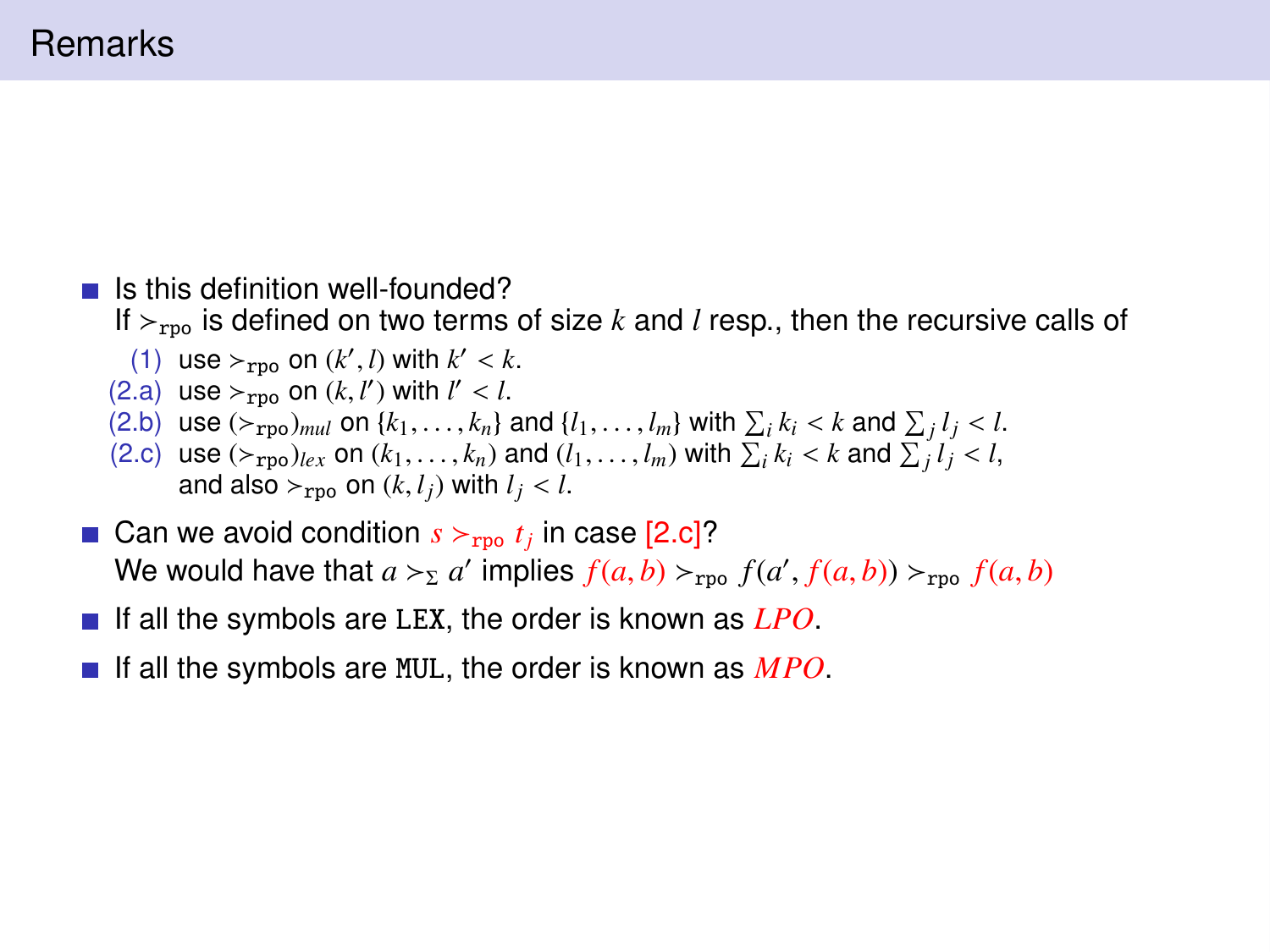# Remarks

- Is this definition well-founded?
  If $\succ_{\text{rpo}}$ is defined on two terms of size $k$ and $l$ resp., then the recursive calls of
  - (1) use $\succ_{\text{rpo}}$ on $(k', l)$ with $k' < k$.
  - (2.a) use $\succ_{\text{rpo}}$ on $(k, l')$ with $l' < l$.
  - (2.b) use $(\succ_{\text{rpo}})_{mul}$ on $\{k_1, \ldots, k_n\}$ and $\{l_1, \ldots, l_m\}$ with $\sum_i k_i < k$ and $\sum_j l_j < l$.
  - (2.c) use $(\succ_{\text{rpo}})_{lex}$ on $(k_1, \ldots, k_n)$ and $(l_1, \ldots, l_m)$ with $\sum_i k_i < k$ and $\sum_j l_j < l$, and also $\succ_{\text{rpo}}$ on $(k, l_j)$ with $l_j < l$.
- Can we avoid condition $s \succ_{\text{rpo}} t_j$ in case [2.c]?
  We would have that $a \succ_\Sigma a'$ implies $f(a,b) \succ_{\text{rpo}} f(a', f(a,b)) \succ_{\text{rpo}} f(a,b)$
- If all the symbols are `LEX`, the order is known as *LPO*.
- If all the symbols are `MUL`, the order is known as *MPO*.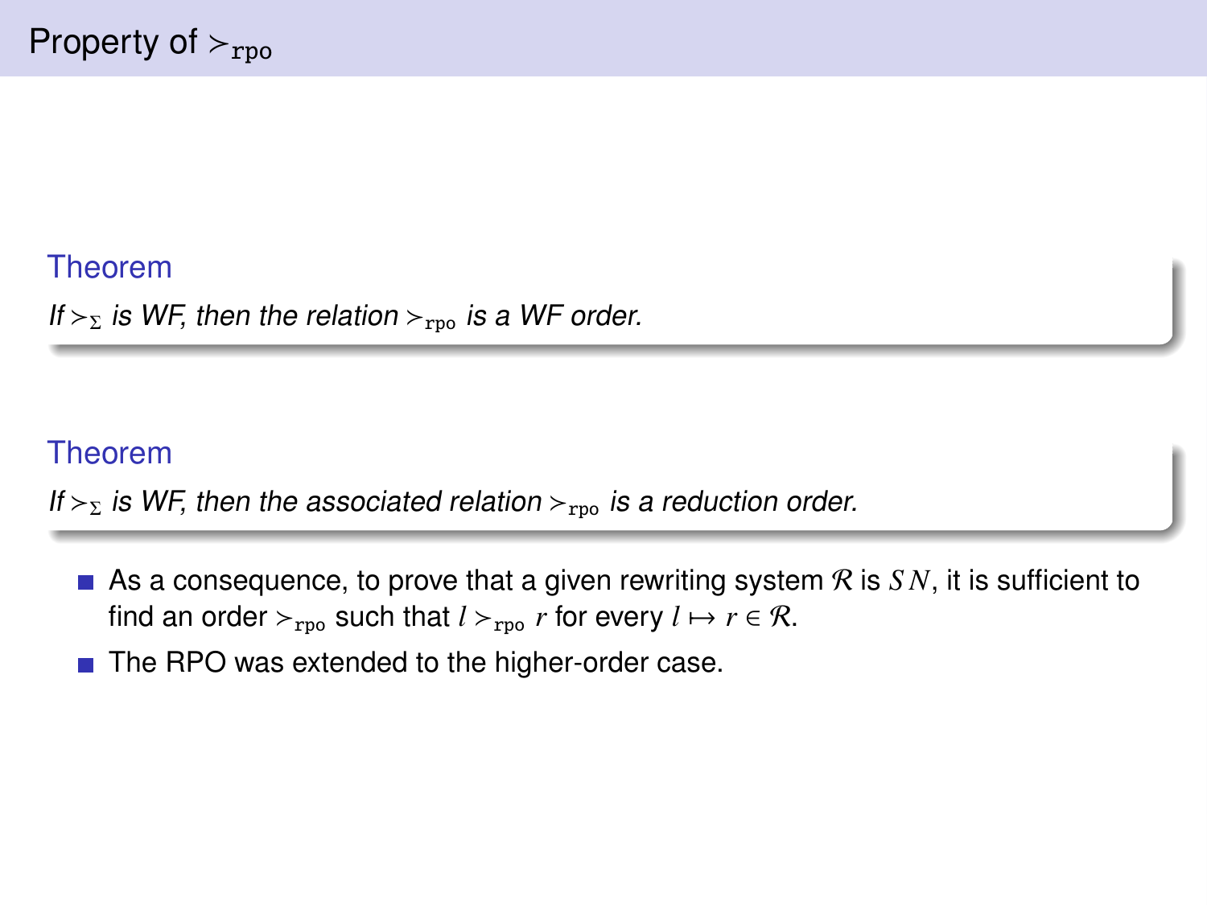# Property of $\succ_{\mathtt{rpo}}$

**Theorem**

*If $\succ_\Sigma$ is WF, then the relation $\succ_{\mathtt{rpo}}$ is a WF order.*

**Theorem**

*If $\succ_\Sigma$ is WF, then the associated relation $\succ_{\mathtt{rpo}}$ is a reduction order.*

- As a consequence, to prove that a given rewriting system $\mathcal{R}$ is $SN$, it is sufficient to find an order $\succ_{\mathtt{rpo}}$ such that $l \succ_{\mathtt{rpo}} r$ for every $l \mapsto r \in \mathcal{R}$.
- The RPO was extended to the higher-order case.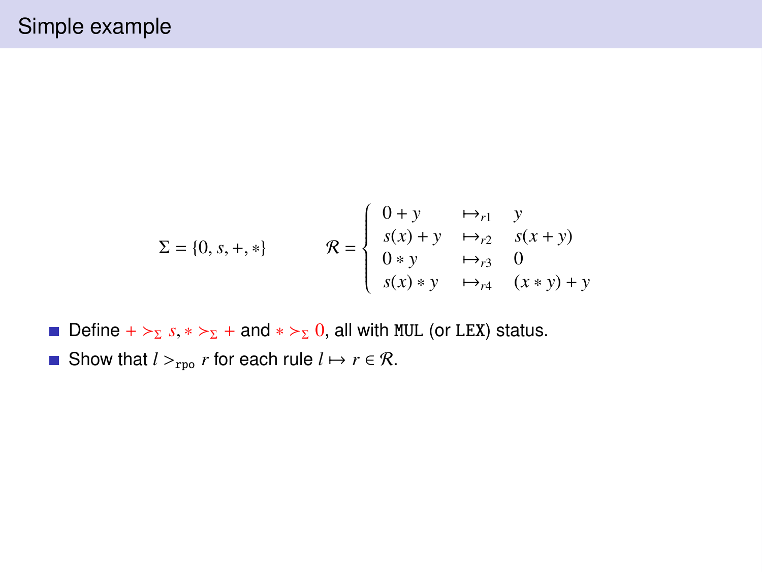# Simple example

$$\Sigma = \{0, s, +, *\} \qquad \mathcal{R} = \begin{cases} 0 + y & \mapsto_{r1} \quad y \\ s(x) + y & \mapsto_{r2} \quad s(x + y) \\ 0 * y & \mapsto_{r3} \quad 0 \\ s(x) * y & \mapsto_{r4} \quad (x * y) + y \end{cases}$$

- Define $+ \succ_\Sigma s, * \succ_\Sigma +$ and $* \succ_\Sigma 0$, all with MUL (or LEX) status.
- Show that $l >_{\texttt{rpo}} r$ for each rule $l \mapsto r \in \mathcal{R}$.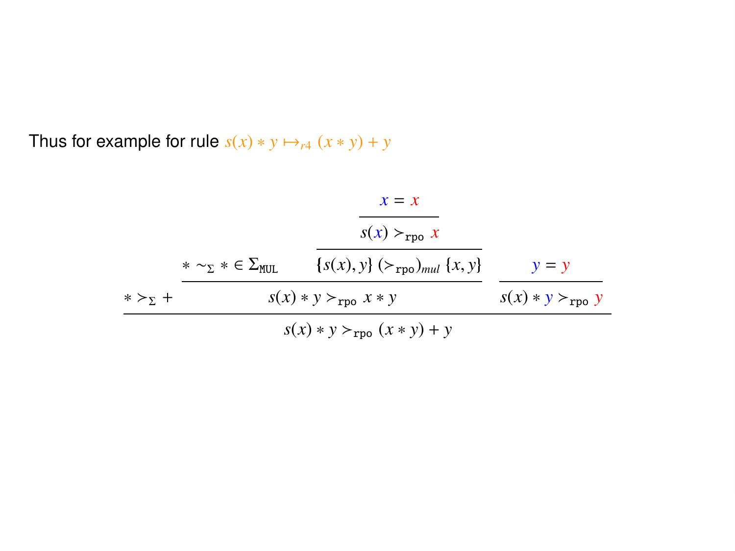Thus for example for rule $s(x) * y \mapsto_{r4} (x * y) + y$

$$
\dfrac{
* \succ_\Sigma + \qquad
\dfrac{
* \sim_\Sigma * \in \Sigma_{\mathtt{MUL}} \qquad
\dfrac{
\dfrac{x = x}{s(x) \succ_{\mathtt{rpo}} x}
}{\{s(x), y\} \; (\succ_{\mathtt{rpo}})_{mul} \; \{x, y\}}
}{s(x) * y \succ_{\mathtt{rpo}} x * y}
\qquad
\dfrac{y = y}{s(x) * y \succ_{\mathtt{rpo}} y}
}{s(x) * y \succ_{\mathtt{rpo}} (x * y) + y}
$$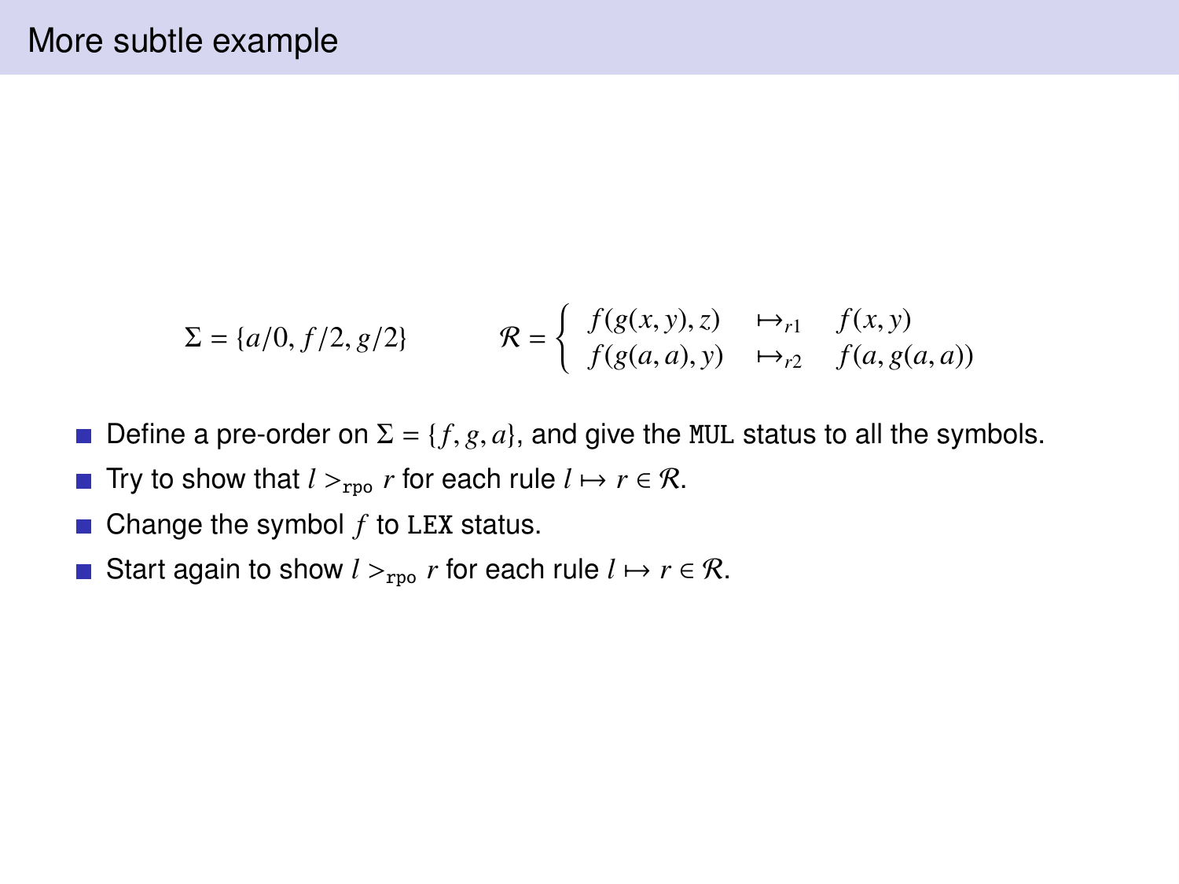# More subtle example

$$\Sigma = \{a/0, f/2, g/2\} \qquad \mathcal{R} = \begin{cases} f(g(x,y),z) & \mapsto_{r1} \quad f(x,y) \\ f(g(a,a),y) & \mapsto_{r2} \quad f(a, g(a,a)) \end{cases}$$

- Define a pre-order on $\Sigma = \{f, g, a\}$, and give the `MUL` status to all the symbols.
- Try to show that $l >_{\text{rpo}} r$ for each rule $l \mapsto r \in \mathcal{R}$.
- Change the symbol $f$ to `LEX` status.
- Start again to show $l >_{\text{rpo}} r$ for each rule $l \mapsto r \in \mathcal{R}$.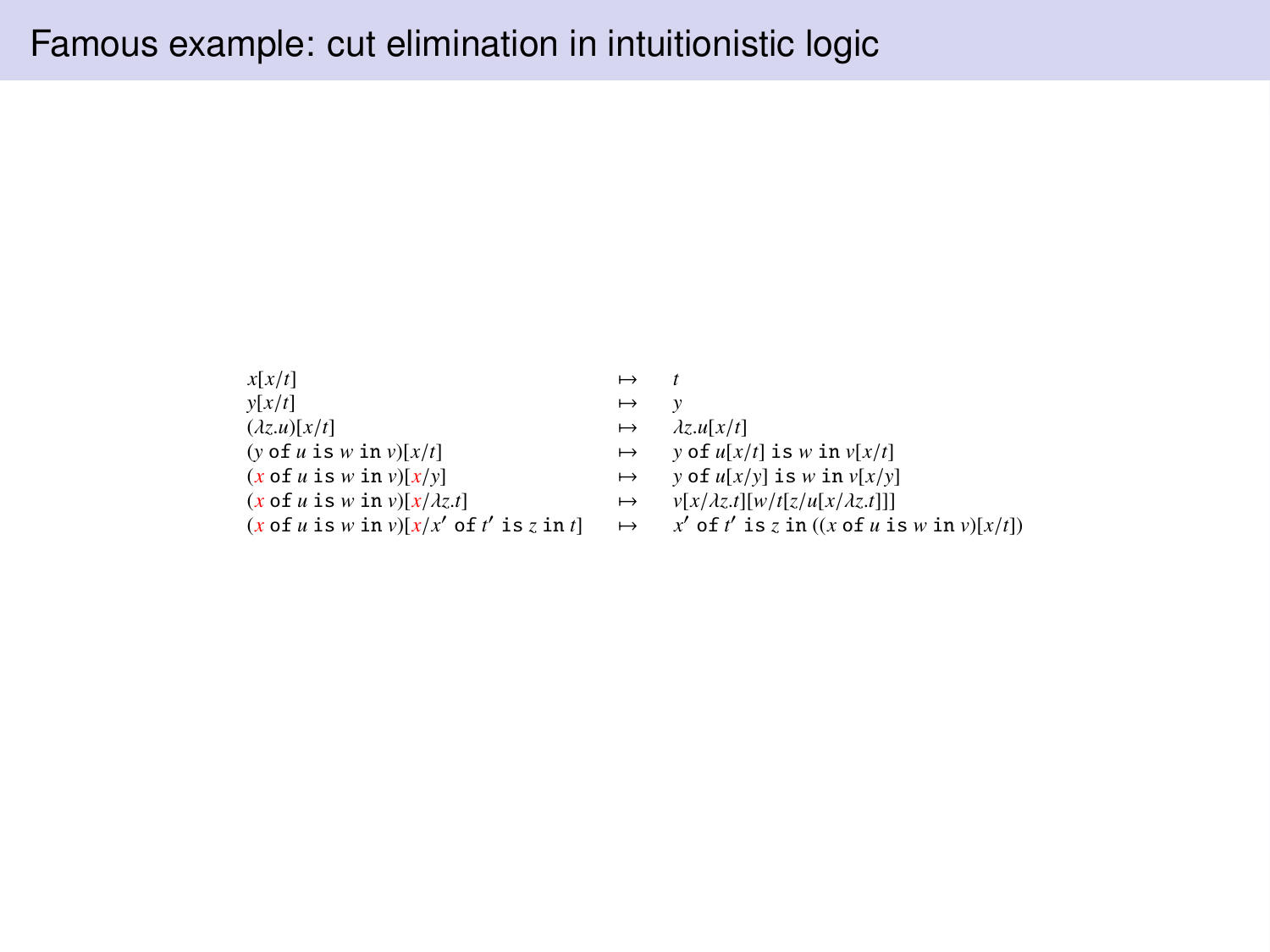# Famous example: cut elimination in intuitionistic logic

$$
\begin{array}{lcl}
x[x/t] & \mapsto & t \\
y[x/t] & \mapsto & y \\
(\lambda z.u)[x/t] & \mapsto & \lambda z.u[x/t] \\
(y \texttt{ of } u \texttt{ is } w \texttt{ in } v)[x/t] & \mapsto & y \texttt{ of } u[x/t] \texttt{ is } w \texttt{ in } v[x/t] \\
({\color{red}x} \texttt{ of } u \texttt{ is } w \texttt{ in } v)[{\color{red}x}/y] & \mapsto & y \texttt{ of } u[x/y] \texttt{ is } w \texttt{ in } v[x/y] \\
({\color{red}x} \texttt{ of } u \texttt{ is } w \texttt{ in } v)[{\color{red}x}/\lambda z.t] & \mapsto & v[x/\lambda z.t][w/t[z/u[x/\lambda z.t]]] \\
({\color{red}x} \texttt{ of } u \texttt{ is } w \texttt{ in } v)[{\color{red}x}/x' \texttt{ of } t' \texttt{ is } z \texttt{ in } t] & \mapsto & x' \texttt{ of } t' \texttt{ is } z \texttt{ in } ((x \texttt{ of } u \texttt{ is } w \texttt{ in } v)[x/t])
\end{array}
$$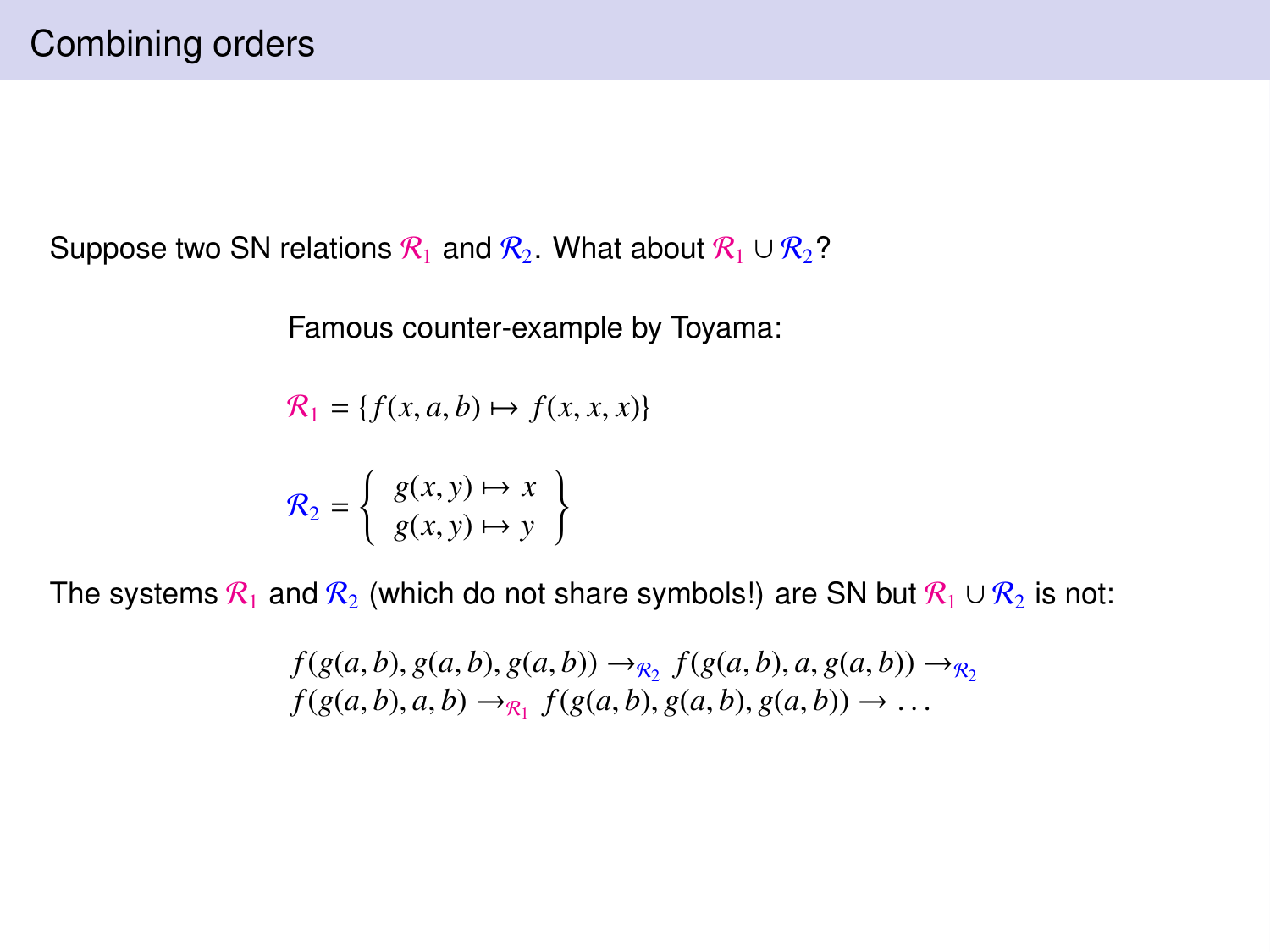# Combining orders

Suppose two SN relations $\mathcal{R}_1$ and $\mathcal{R}_2$. What about $\mathcal{R}_1 \cup \mathcal{R}_2$?

Famous counter-example by Toyama:

$$\mathcal{R}_1 = \{f(x, a, b) \mapsto f(x, x, x)\}$$

$$\mathcal{R}_2 = \left\{ \begin{array}{l} g(x, y) \mapsto x \\ g(x, y) \mapsto y \end{array} \right\}$$

The systems $\mathcal{R}_1$ and $\mathcal{R}_2$ (which do not share symbols!) are SN but $\mathcal{R}_1 \cup \mathcal{R}_2$ is not:

$$\begin{array}{l} f(g(a, b), g(a, b), g(a, b)) \rightarrow_{\mathcal{R}_2} f(g(a, b), a, g(a, b)) \rightarrow_{\mathcal{R}_2} \\ f(g(a, b), a, b) \rightarrow_{\mathcal{R}_1} f(g(a, b), g(a, b), g(a, b)) \rightarrow \ldots \end{array}$$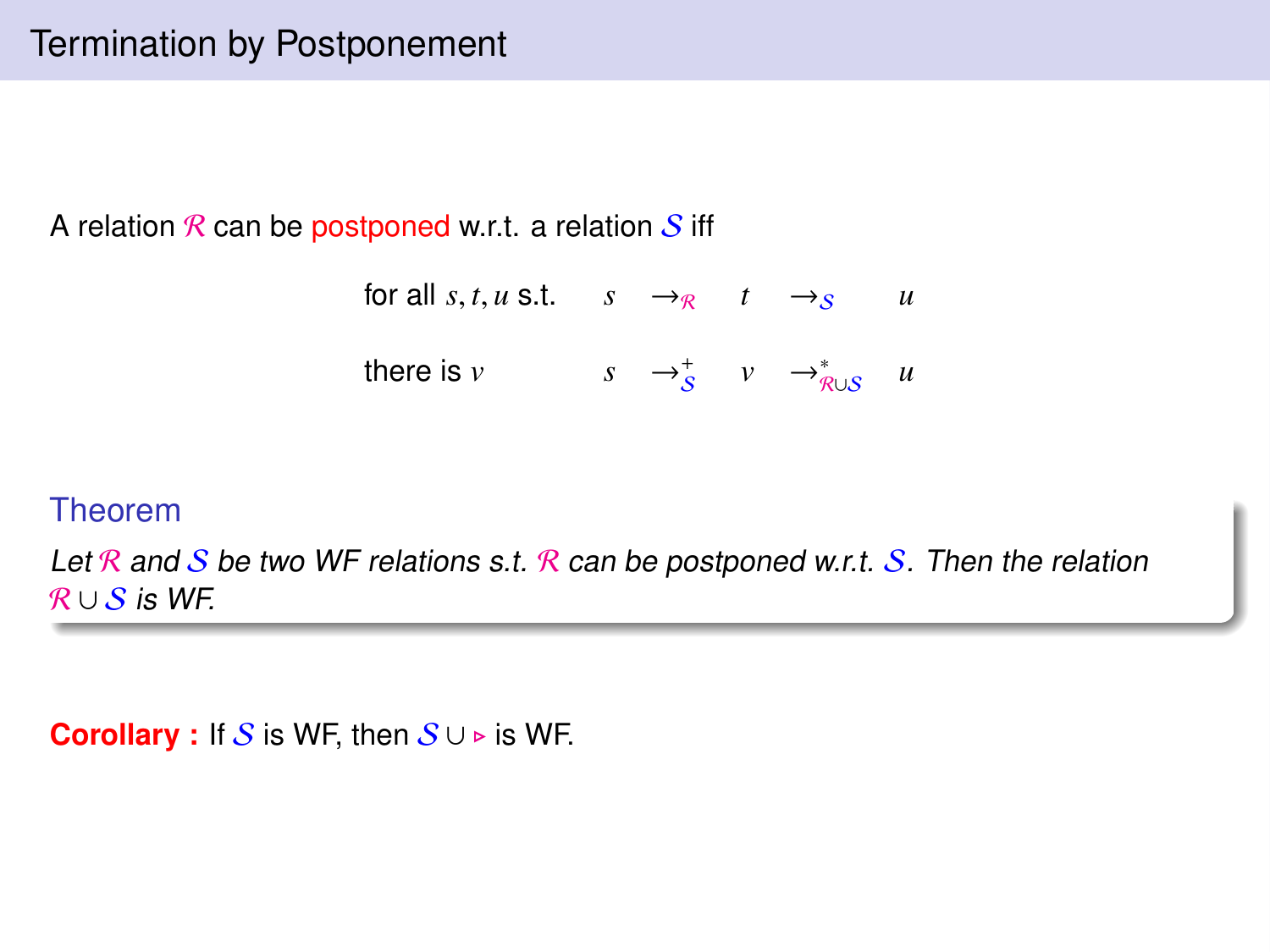# Termination by Postponement

A relation $\mathcal{R}$ can be postponed w.r.t. a relation $\mathcal{S}$ iff

$$
\begin{array}{lccccc}
\text{for all } s, t, u \text{ s.t.} & s & \rightarrow_{\mathcal{R}} & t & \rightarrow_{\mathcal{S}} & u \\
\text{there is } v & s & \rightarrow^{+}_{\mathcal{S}} & v & \rightarrow^{*}_{\mathcal{R} \cup \mathcal{S}} & u
\end{array}
$$

**Theorem**

*Let $\mathcal{R}$ and $\mathcal{S}$ be two WF relations s.t. $\mathcal{R}$ can be postponed w.r.t. $\mathcal{S}$. Then the relation $\mathcal{R} \cup \mathcal{S}$ is WF.*

**Corollary :** If $\mathcal{S}$ is WF, then $\mathcal{S} \cup \triangleright$ is WF.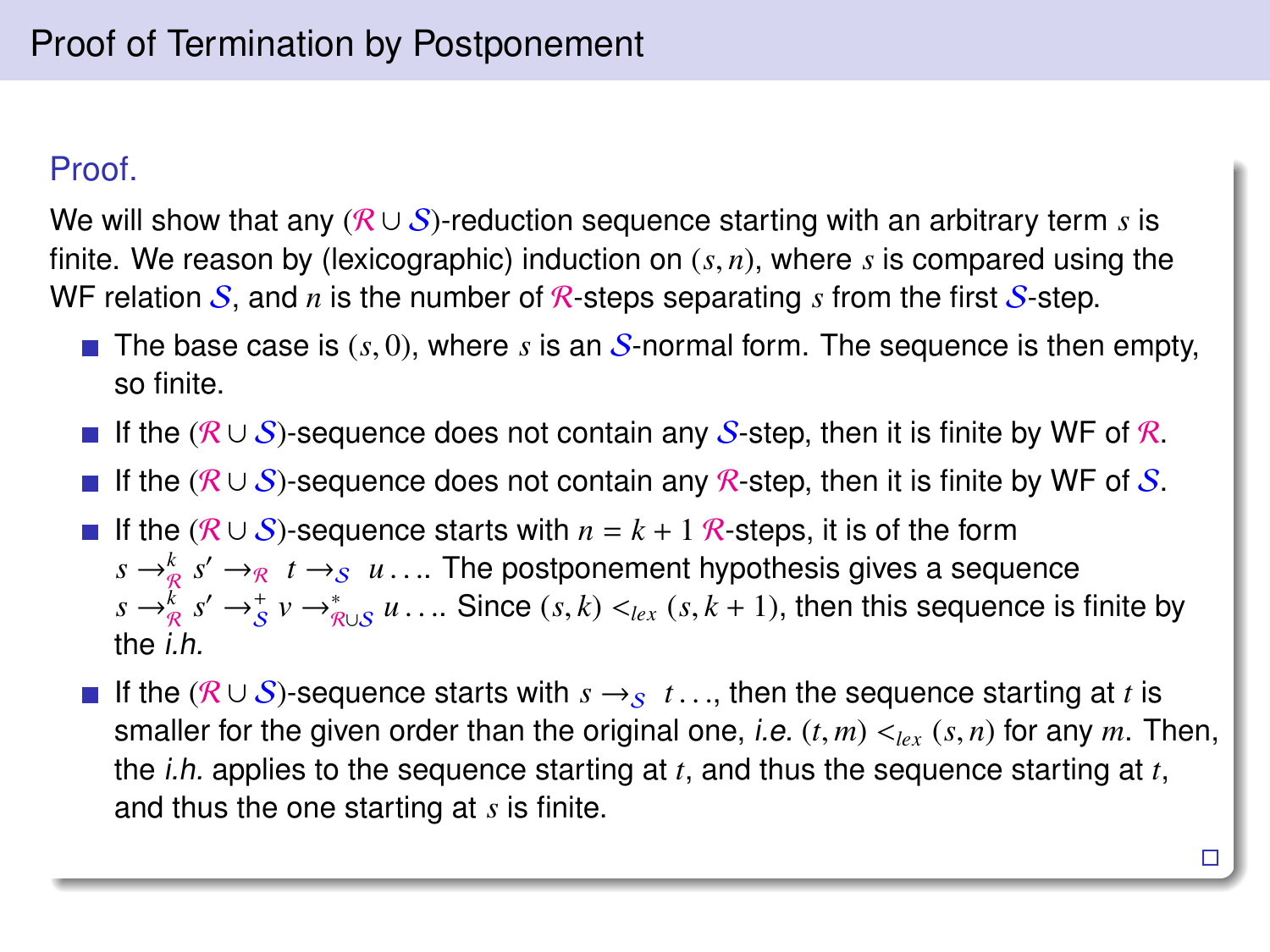# Proof of Termination by Postponement

### Proof.

We will show that any $(\mathcal{R} \cup \mathcal{S})$-reduction sequence starting with an arbitrary term $s$ is finite. We reason by (lexicographic) induction on $(s, n)$, where $s$ is compared using the WF relation $\mathcal{S}$, and $n$ is the number of $\mathcal{R}$-steps separating $s$ from the first $\mathcal{S}$-step.

- The base case is $(s, 0)$, where $s$ is an $\mathcal{S}$-normal form. The sequence is then empty, so finite.
- If the $(\mathcal{R} \cup \mathcal{S})$-sequence does not contain any $\mathcal{S}$-step, then it is finite by WF of $\mathcal{R}$.
- If the $(\mathcal{R} \cup \mathcal{S})$-sequence does not contain any $\mathcal{R}$-step, then it is finite by WF of $\mathcal{S}$.
- If the $(\mathcal{R} \cup \mathcal{S})$-sequence starts with $n = k + 1$ $\mathcal{R}$-steps, it is of the form $s \rightarrow^k_{\mathcal{R}} s' \rightarrow_{\mathcal{R}} t \rightarrow_{\mathcal{S}} u \ldots$. The postponement hypothesis gives a sequence $s \rightarrow^k_{\mathcal{R}} s' \rightarrow^+_{\mathcal{S}} v \rightarrow^*_{\mathcal{R} \cup \mathcal{S}} u \ldots$. Since $(s, k) <_{lex} (s, k + 1)$, then this sequence is finite by the *i.h.*
- If the $(\mathcal{R} \cup \mathcal{S})$-sequence starts with $s \rightarrow_{\mathcal{S}} t \ldots$, then the sequence starting at $t$ is smaller for the given order than the original one, *i.e.* $(t, m) <_{lex} (s, n)$ for any $m$. Then, the *i.h.* applies to the sequence starting at $t$, and thus the sequence starting at $t$, and thus the one starting at $s$ is finite.

□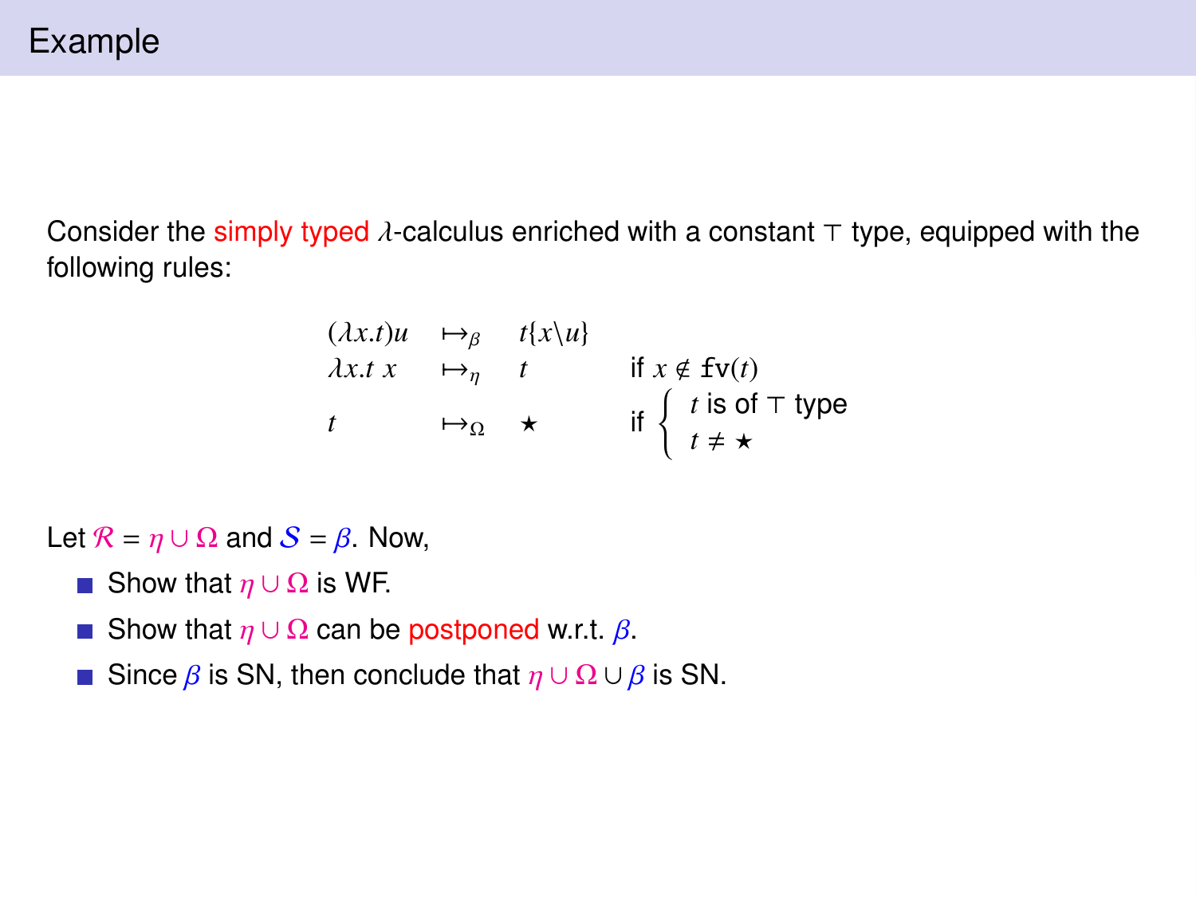# Example

Consider the simply typed $\lambda$-calculus enriched with a constant $\top$ type, equipped with the following rules:

$$
\begin{array}{llll}
(\lambda x.t)u & \mapsto_{\beta} & t\{x\backslash u\} & \\
\lambda x.t\ x & \mapsto_{\eta} & t & \text{if } x \notin \mathtt{fv}(t) \\
t & \mapsto_{\Omega} & \star & \text{if } \begin{cases} t \text{ is of } \top \text{ type} \\ t \neq \star \end{cases}
\end{array}
$$

Let $\mathcal{R} = \eta \cup \Omega$ and $\mathcal{S} = \beta$. Now,

- Show that $\eta \cup \Omega$ is WF.
- Show that $\eta \cup \Omega$ can be postponed w.r.t. $\beta$.
- Since $\beta$ is SN, then conclude that $\eta \cup \Omega \cup \beta$ is SN.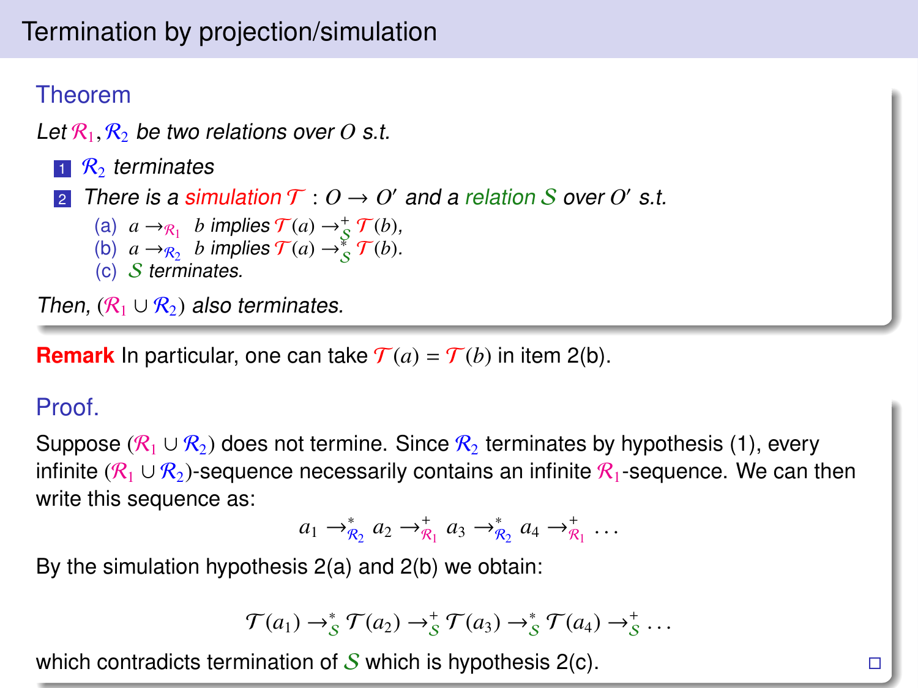# Termination by projection/simulation

### Theorem

*Let $\mathcal{R}_1, \mathcal{R}_2$ be two relations over $O$ s.t.*

1. *$\mathcal{R}_2$ terminates*
2. *There is a simulation $\mathcal{T} : O \to O'$ and a relation $\mathcal{S}$ over $O'$ s.t.*
   - (a) *$a \to_{\mathcal{R}_1} b$ implies $\mathcal{T}(a) \to^+_{\mathcal{S}} \mathcal{T}(b)$,*
   - (b) *$a \to_{\mathcal{R}_2} b$ implies $\mathcal{T}(a) \to^*_{\mathcal{S}} \mathcal{T}(b)$.*
   - (c) *$\mathcal{S}$ terminates.*

*Then, $(\mathcal{R}_1 \cup \mathcal{R}_2)$ also terminates.*

**Remark** In particular, one can take $\mathcal{T}(a) = \mathcal{T}(b)$ in item 2(b).

### Proof.

Suppose $(\mathcal{R}_1 \cup \mathcal{R}_2)$ does not termine. Since $\mathcal{R}_2$ terminates by hypothesis (1), every infinite $(\mathcal{R}_1 \cup \mathcal{R}_2)$-sequence necessarily contains an infinite $\mathcal{R}_1$-sequence. We can then write this sequence as:

$$a_1 \to^*_{\mathcal{R}_2} a_2 \to^+_{\mathcal{R}_1} a_3 \to^*_{\mathcal{R}_2} a_4 \to^+_{\mathcal{R}_1} \ldots$$

By the simulation hypothesis 2(a) and 2(b) we obtain:

$$\mathcal{T}(a_1) \to^*_{\mathcal{S}} \mathcal{T}(a_2) \to^+_{\mathcal{S}} \mathcal{T}(a_3) \to^*_{\mathcal{S}} \mathcal{T}(a_4) \to^+_{\mathcal{S}} \ldots$$

which contradicts termination of $\mathcal{S}$ which is hypothesis 2(c). □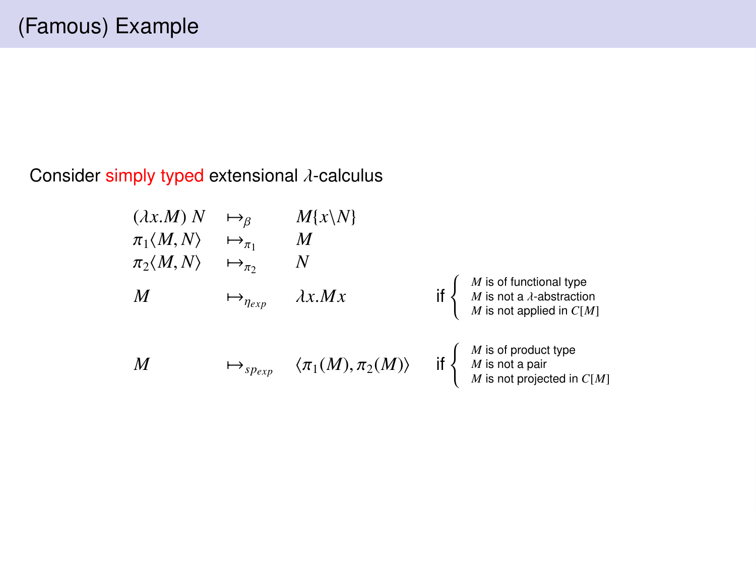# (Famous) Example

Consider simply typed extensional $\lambda$-calculus

$$
\begin{array}{llll}
(\lambda x.M)\ N & \mapsto_{\beta} & M\{x\backslash N\} & \\
\pi_1\langle M, N\rangle & \mapsto_{\pi_1} & M & \\
\pi_2\langle M, N\rangle & \mapsto_{\pi_2} & N & \\
M & \mapsto_{\eta_{exp}} & \lambda x.Mx & \text{if } \begin{cases} M \text{ is of functional type} \\ M \text{ is not a } \lambda\text{-abstraction} \\ M \text{ is not applied in } C[M] \end{cases} \\
M & \mapsto_{sp_{exp}} & \langle \pi_1(M), \pi_2(M)\rangle & \text{if } \begin{cases} M \text{ is of product type} \\ M \text{ is not a pair} \\ M \text{ is not projected in } C[M] \end{cases}
\end{array}
$$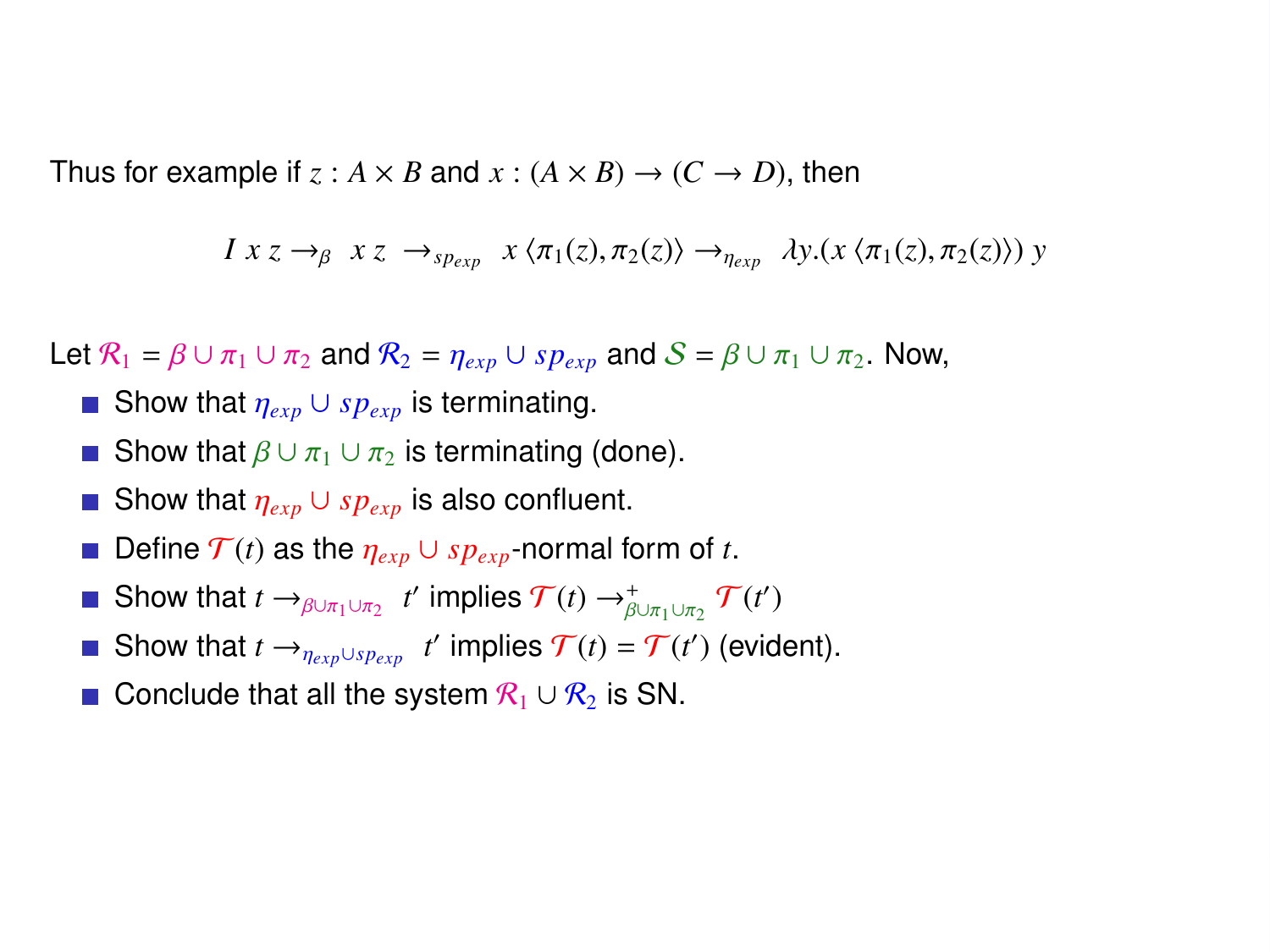Thus for example if $z : A \times B$ and $x : (A \times B) \to (C \to D)$, then

$$I\ x\ z \to_{\beta}\ x\ z\ \to_{sp_{exp}}\ x\ \langle \pi_1(z), \pi_2(z) \rangle \to_{\eta_{exp}}\ \lambda y.(x\ \langle \pi_1(z), \pi_2(z) \rangle)\ y$$

Let $\mathcal{R}_1 = \beta \cup \pi_1 \cup \pi_2$ and $\mathcal{R}_2 = \eta_{exp} \cup sp_{exp}$ and $\mathcal{S} = \beta \cup \pi_1 \cup \pi_2$. Now,

- Show that $\eta_{exp} \cup sp_{exp}$ is terminating.
- Show that $\beta \cup \pi_1 \cup \pi_2$ is terminating (done).
- Show that $\eta_{exp} \cup sp_{exp}$ is also confluent.
- Define $\mathcal{T}(t)$ as the $\eta_{exp} \cup sp_{exp}$-normal form of $t$.
- Show that $t \to_{\beta \cup \pi_1 \cup \pi_2}\ t'$ implies $\mathcal{T}(t) \to^{+}_{\beta \cup \pi_1 \cup \pi_2} \mathcal{T}(t')$
- Show that $t \to_{\eta_{exp} \cup sp_{exp}}\ t'$ implies $\mathcal{T}(t) = \mathcal{T}(t')$ (evident).
- Conclude that all the system $\mathcal{R}_1 \cup \mathcal{R}_2$ is SN.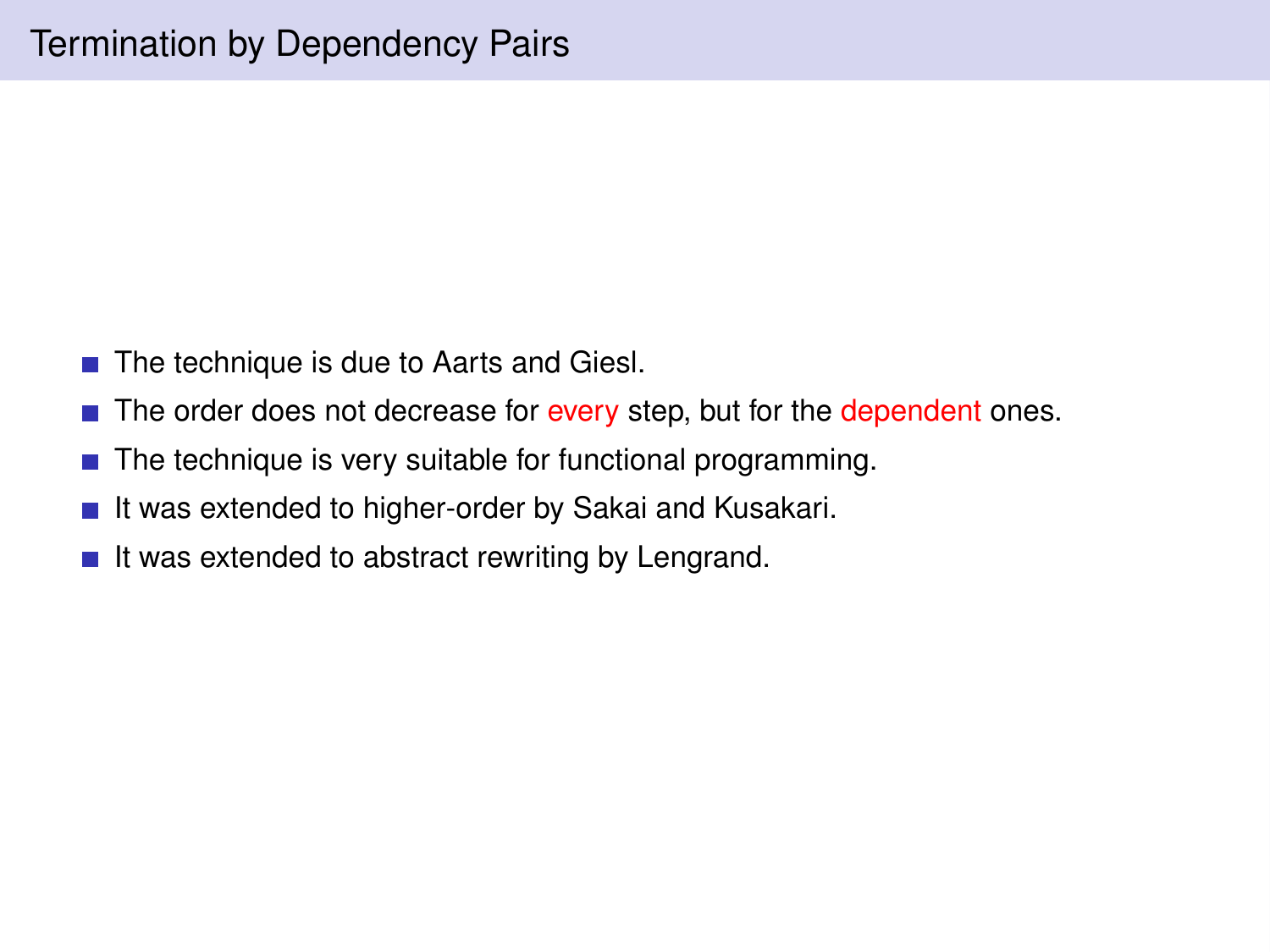# Termination by Dependency Pairs

- The technique is due to Aarts and Giesl.
- The order does not decrease for every step, but for the dependent ones.
- The technique is very suitable for functional programming.
- It was extended to higher-order by Sakai and Kusakari.
- It was extended to abstract rewriting by Lengrand.